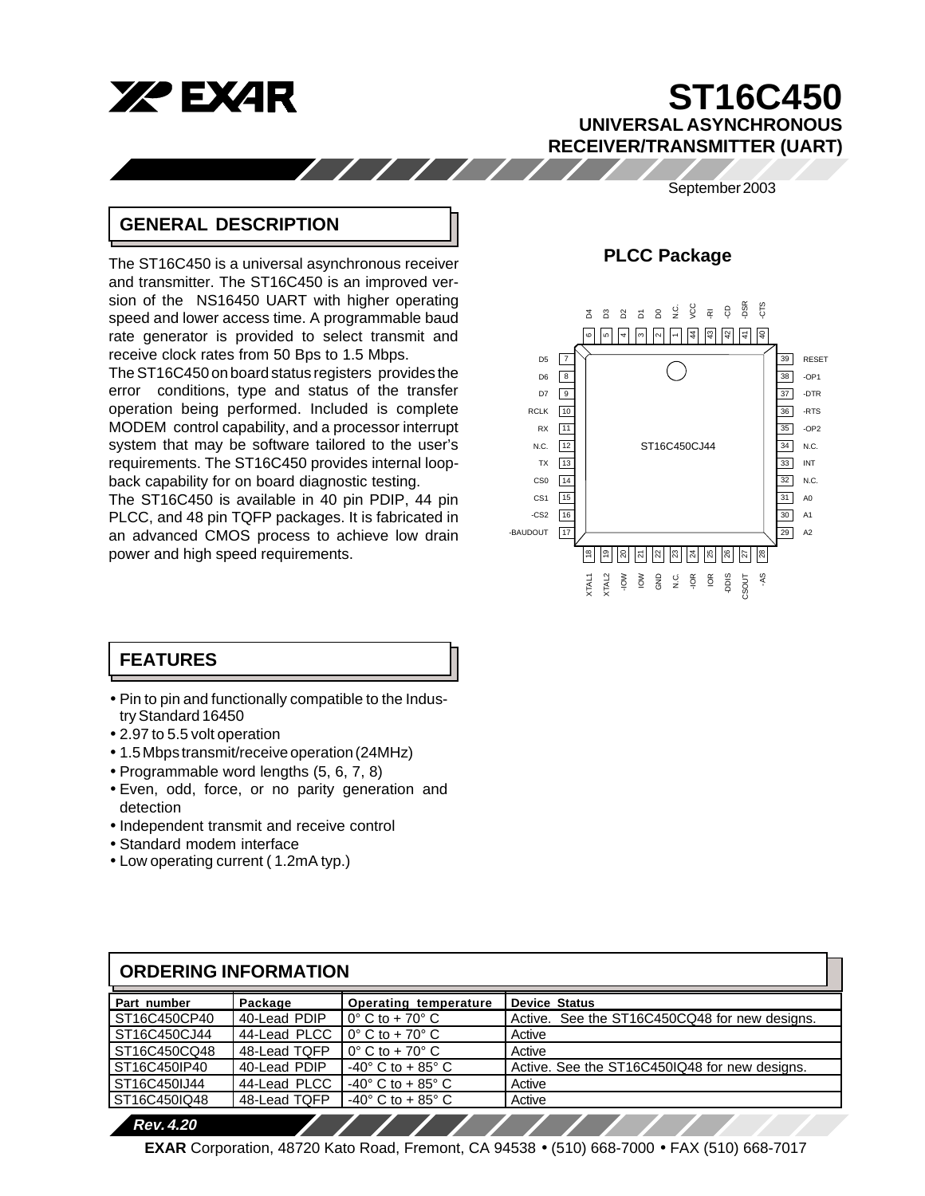# ST16C450

## UNIVERSAL ASYNCHRONOUS RECEIVER/TRANSMITTER (UART)

September 2003

## GENERAL DESCRIPTION

The ST16C450 is a universal asynchronous receiver and transmitter. The ST16C450 is an improved version of the NS16450 UART with higher operating speed and lower access time. A programmable baud rate generator is provided to select transmit and receive clock rates from 50 Bps to 1.5 Mbps.

The ST16C450 on board status registers provides the error conditions, type and status of the transfer operation being performed. Included is complete MODEM control capability, and a processor interrupt system that may be software tailored to the user's requirements. The ST16C450 provides internal loop-back capability for on board diagnostic testing.

The ST16C450 is available in 40 pin PDIP, 44 pin PLCC, and 48 pin TQFP packages. It is fabricated in an advanced CMOS process to achieve low drain power and high speed requirements.

### PLCC Package

ST16C450CJ44

| Pin | Name | Pin | Name |
|---|---|---|---|
| 1 | N.C. | 23 | N.C. |
| 2 | D0 | 24 | -IOR |
| 3 | D1 | 25 | IOR |
| 4 | D2 | 26 | -DDIS |
| 5 | D3 | 27 | CSOUT |
| 6 | D4 | 28 | -AS |
| 7 | D5 | 29 | A2 |
| 8 | D6 | 30 | A1 |
| 9 | D7 | 31 | A0 |
| 10 | RCLK | 32 | N.C. |
| 11 | RX | 33 | INT |
| 12 | N.C. | 34 | N.C. |
| 13 | TX | 35 | -OP2 |
| 14 | CS0 | 36 | -RTS |
| 15 | CS1 | 37 | -DTR |
| 16 | -CS2 | 38 | -OP1 |
| 17 | -BAUDOUT | 39 | RESET |
| 18 | XTAL1 | 40 | -CTS |
| 19 | XTAL2 | 41 | -DSR |
| 20 | -IOW | 42 | -CD |
| 21 | IOW | 43 | -RI |
| 22 | GND | 44 | VCC |

## FEATURES

- Pin to pin and functionally compatible to the Industry Standard 16450
- 2.97 to 5.5 volt operation
- 1.5 Mbps transmit/receive operation (24MHz)
- Programmable word lengths (5, 6, 7, 8)
- Even, odd, force, or no parity generation and detection
- Independent transmit and receive control
- Standard modem interface
- Low operating current ( 1.2mA typ.)

## ORDERING INFORMATION

| Part number | Package | Operating temperature | Device Status |
|---|---|---|---|
| ST16C450CP40 | 40-Lead PDIP | 0° C to + 70° C | Active. See the ST16C450CQ48 for new designs. |
| ST16C450CJ44 | 44-Lead PLCC | 0° C to + 70° C | Active |
| ST16C450CQ48 | 48-Lead TQFP | 0° C to + 70° C | Active |
| ST16C450IP40 | 40-Lead PDIP | -40° C to + 85° C | Active. See the ST16C450IQ48 for new designs. |
| ST16C450IJ44 | 44-Lead PLCC | -40° C to + 85° C | Active |
| ST16C450IQ48 | 48-Lead TQFP | -40° C to + 85° C | Active |

Rev. 4.20

**EXAR** Corporation, 48720 Kato Road, Fremont, CA 94538 • (510) 668-7000 • FAX (510) 668-7017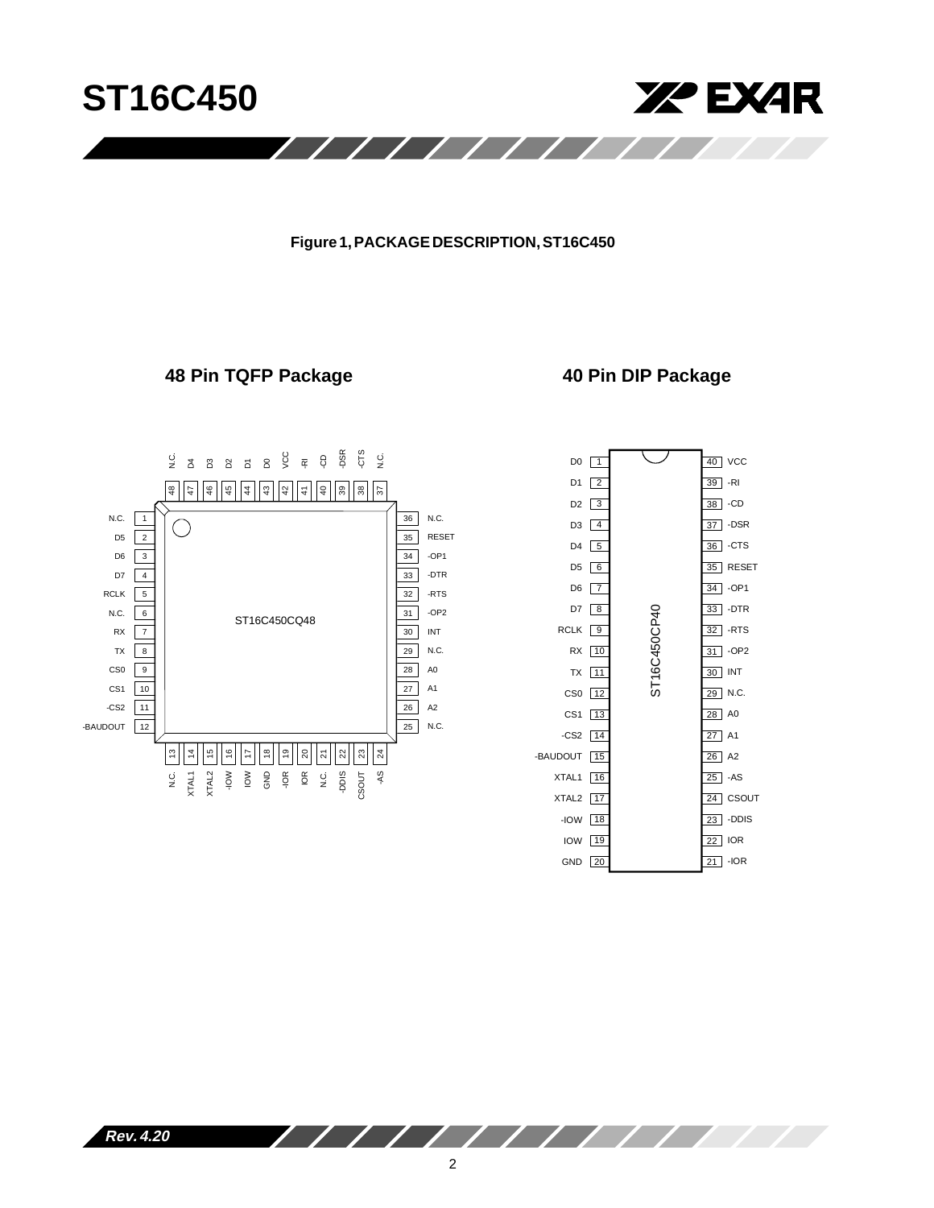**Figure 1, PACKAGE DESCRIPTION, ST16C450**

## 48 Pin TQFP Package

ST16C450CQ48

| Pin | Name | Pin | Name |
|---|---|---|---|
| 1 | N.C. | 25 | N.C. |
| 2 | D5 | 26 | A2 |
| 3 | D6 | 27 | A1 |
| 4 | D7 | 28 | A0 |
| 5 | RCLK | 29 | N.C. |
| 6 | N.C. | 30 | INT |
| 7 | RX | 31 | -OP2 |
| 8 | TX | 32 | -RTS |
| 9 | CS0 | 33 | -DTR |
| 10 | CS1 | 34 | -OP1 |
| 11 | -CS2 | 35 | RESET |
| 12 | -BAUDOUT | 36 | N.C. |
| 13 | N.C. | 37 | N.C. |
| 14 | XTAL1 | 38 | -CTS |
| 15 | XTAL2 | 39 | -DSR |
| 16 | -IOW | 40 | -CD |
| 17 | IOW | 41 | -RI |
| 18 | GND | 42 | VCC |
| 19 | -IOR | 43 | D0 |
| 20 | IOR | 44 | D1 |
| 21 | N.C. | 45 | D2 |
| 22 | -DDIS | 46 | D3 |
| 23 | CSOUT | 47 | D4 |
| 24 | -AS | 48 | N.C. |

## 40 Pin DIP Package

ST16C450CP40

| Pin | Name | Pin | Name |
|---|---|---|---|
| 1 | D0 | 40 | VCC |
| 2 | D1 | 39 | -RI |
| 3 | D2 | 38 | -CD |
| 4 | D3 | 37 | -DSR |
| 5 | D4 | 36 | -CTS |
| 6 | D5 | 35 | RESET |
| 7 | D6 | 34 | -OP1 |
| 8 | D7 | 33 | -DTR |
| 9 | RCLK | 32 | -RTS |
| 10 | RX | 31 | -OP2 |
| 11 | TX | 30 | INT |
| 12 | CS0 | 29 | N.C. |
| 13 | CS1 | 28 | A0 |
| 14 | -CS2 | 27 | A1 |
| 15 | -BAUDOUT | 26 | A2 |
| 16 | XTAL1 | 25 | -AS |
| 17 | XTAL2 | 24 | CSOUT |
| 18 | -IOW | 23 | -DDIS |
| 19 | IOW | 22 | IOR |
| 20 | GND | 21 | -IOR |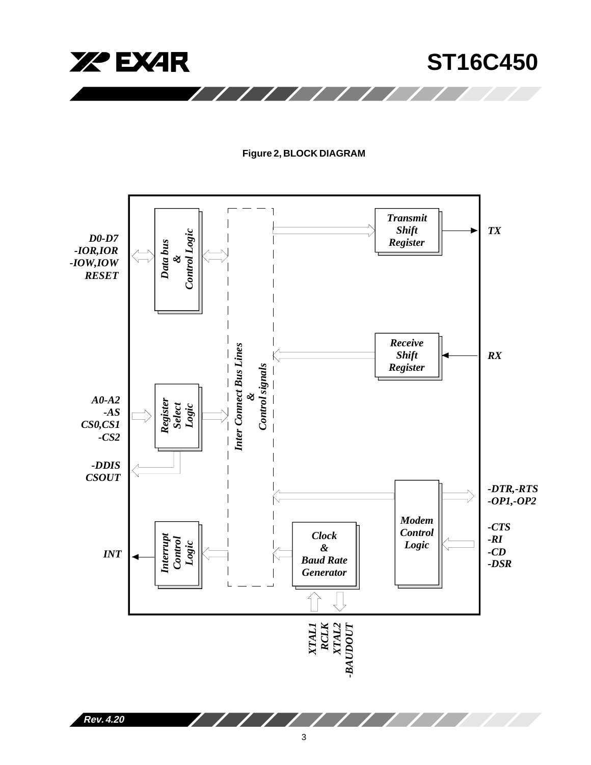**Figure 2, BLOCK DIAGRAM**

D0-D7
-IOR,IOR
-IOW,IOW
RESET

Data bus & Control Logic

Inter Connect Bus Lines & Control signals

Transmit Shift Register

TX

Receive Shift Register

RX

A0-A2
-AS
CS0,CS1
-CS2

Register Select Logic

-DDIS
CSOUT

-DTR,-RTS
-OP1,-OP2

Modem Control Logic

-CTS
-RI
-CD
-DSR

INT

Interrupt Control Logic

Clock & Baud Rate Generator

XTAL1
RCLK
XTAL2
-BAUDOUT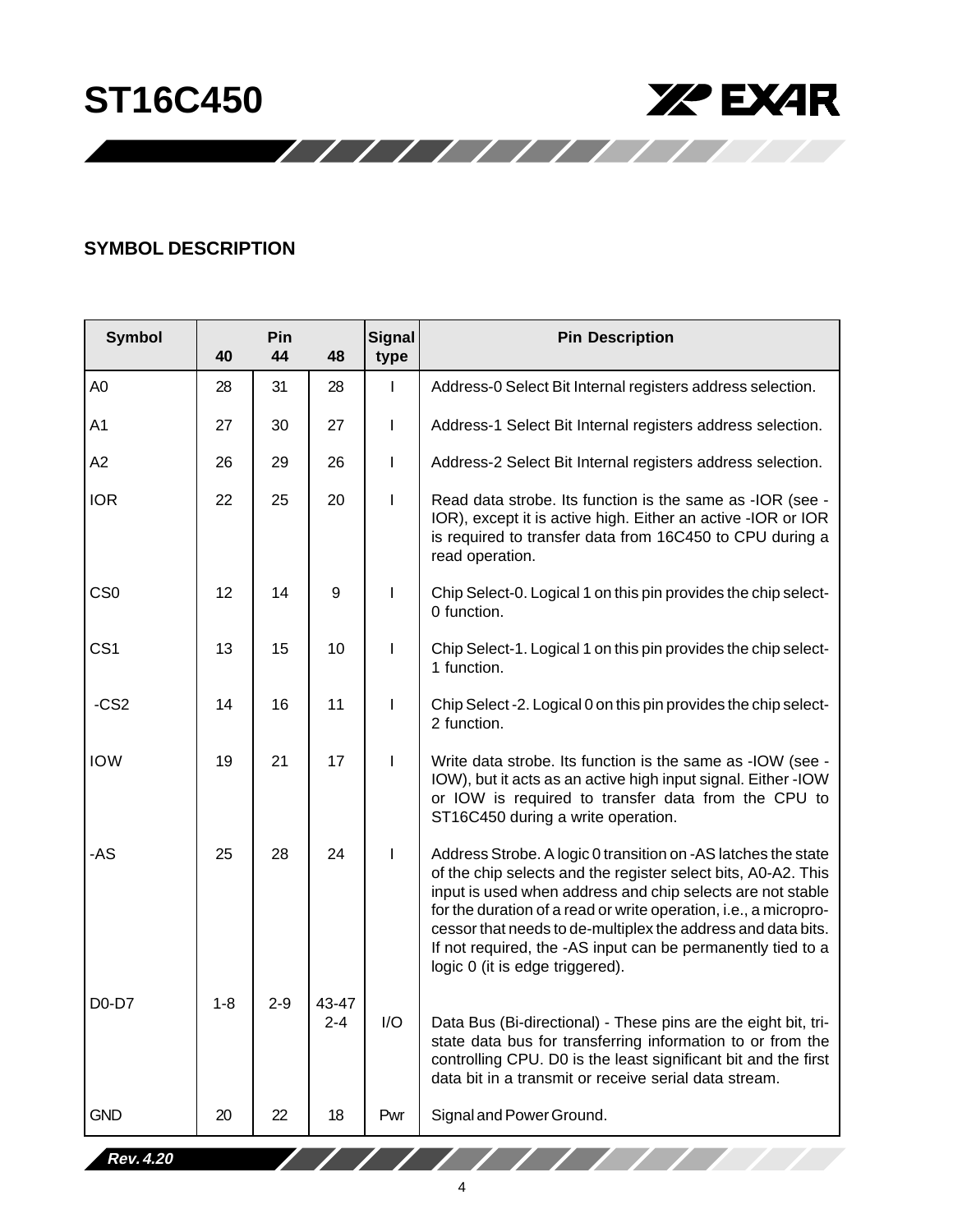## SYMBOL DESCRIPTION

| Symbol | Pin 40 | Pin 44 | Pin 48 | Signal type | Pin Description |
|---|---|---|---|---|---|
| A0 | 28 | 31 | 28 | I | Address-0 Select Bit Internal registers address selection. |
| A1 | 27 | 30 | 27 | I | Address-1 Select Bit Internal registers address selection. |
| A2 | 26 | 29 | 26 | I | Address-2 Select Bit Internal registers address selection. |
| IOR | 22 | 25 | 20 | I | Read data strobe. Its function is the same as -IOR (see -IOR), except it is active high. Either an active -IOR or IOR is required to transfer data from 16C450 to CPU during a read operation. |
| CS0 | 12 | 14 | 9 | I | Chip Select-0. Logical 1 on this pin provides the chip select-0 function. |
| CS1 | 13 | 15 | 10 | I | Chip Select-1. Logical 1 on this pin provides the chip select-1 function. |
| -CS2 | 14 | 16 | 11 | I | Chip Select -2. Logical 0 on this pin provides the chip select-2 function. |
| IOW | 19 | 21 | 17 | I | Write data strobe. Its function is the same as -IOW (see -IOW), but it acts as an active high input signal. Either -IOW or IOW is required to transfer data from the CPU to ST16C450 during a write operation. |
| -AS | 25 | 28 | 24 | I | Address Strobe. A logic 0 transition on -AS latches the state of the chip selects and the register select bits, A0-A2. This input is used when address and chip selects are not stable for the duration of a read or write operation, i.e., a microprocessor that needs to de-multiplex the address and data bits. If not required, the -AS input can be permanently tied to a logic 0 (it is edge triggered). |
| D0-D7 | 1-8 | 2-9 | 43-47 2-4 | I/O | Data Bus (Bi-directional) - These pins are the eight bit, tri-state data bus for transferring information to or from the controlling CPU. D0 is the least significant bit and the first data bit in a transmit or receive serial data stream. |
| GND | 20 | 22 | 18 | Pwr | Signal and Power Ground. |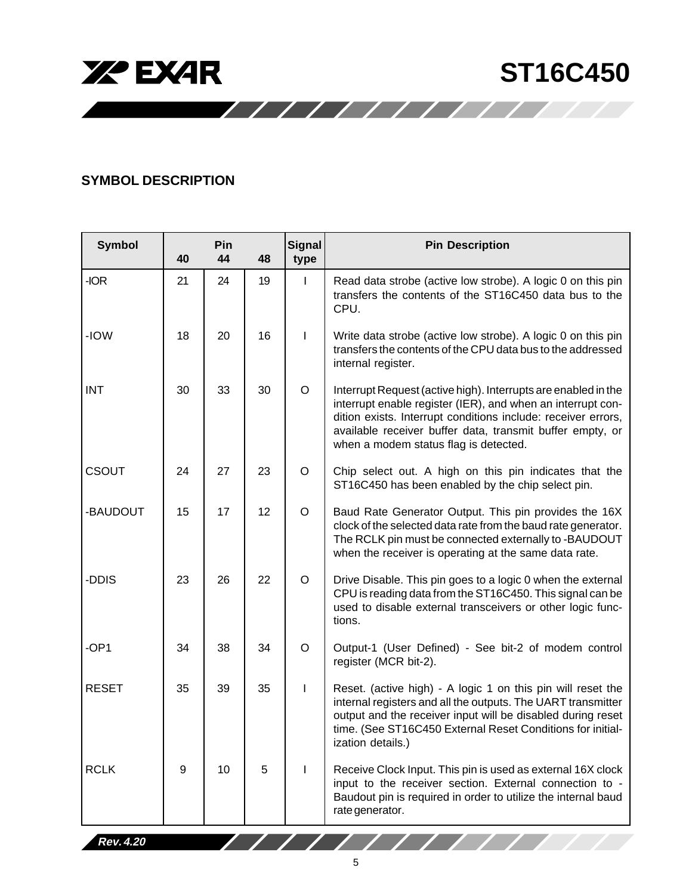## SYMBOL DESCRIPTION

| Symbol | Pin 40 | Pin 44 | Pin 48 | Signal type | Pin Description |
|---|---|---|---|---|---|
| -IOR | 21 | 24 | 19 | I | Read data strobe (active low strobe). A logic 0 on this pin transfers the contents of the ST16C450 data bus to the CPU. |
| -IOW | 18 | 20 | 16 | I | Write data strobe (active low strobe). A logic 0 on this pin transfers the contents of the CPU data bus to the addressed internal register. |
| INT | 30 | 33 | 30 | O | Interrupt Request (active high). Interrupts are enabled in the interrupt enable register (IER), and when an interrupt condition exists. Interrupt conditions include: receiver errors, available receiver buffer data, transmit buffer empty, or when a modem status flag is detected. |
| CSOUT | 24 | 27 | 23 | O | Chip select out. A high on this pin indicates that the ST16C450 has been enabled by the chip select pin. |
| -BAUDOUT | 15 | 17 | 12 | O | Baud Rate Generator Output. This pin provides the 16X clock of the selected data rate from the baud rate generator. The RCLK pin must be connected externally to -BAUDOUT when the receiver is operating at the same data rate. |
| -DDIS | 23 | 26 | 22 | O | Drive Disable. This pin goes to a logic 0 when the external CPU is reading data from the ST16C450. This signal can be used to disable external transceivers or other logic functions. |
| -OP1 | 34 | 38 | 34 | O | Output-1 (User Defined) - See bit-2 of modem control register (MCR bit-2). |
| RESET | 35 | 39 | 35 | I | Reset. (active high) - A logic 1 on this pin will reset the internal registers and all the outputs. The UART transmitter output and the receiver input will be disabled during reset time. (See ST16C450 External Reset Conditions for initialization details.) |
| RCLK | 9 | 10 | 5 | I | Receive Clock Input. This pin is used as external 16X clock input to the receiver section. External connection to -Baudout pin is required in order to utilize the internal baud rate generator. |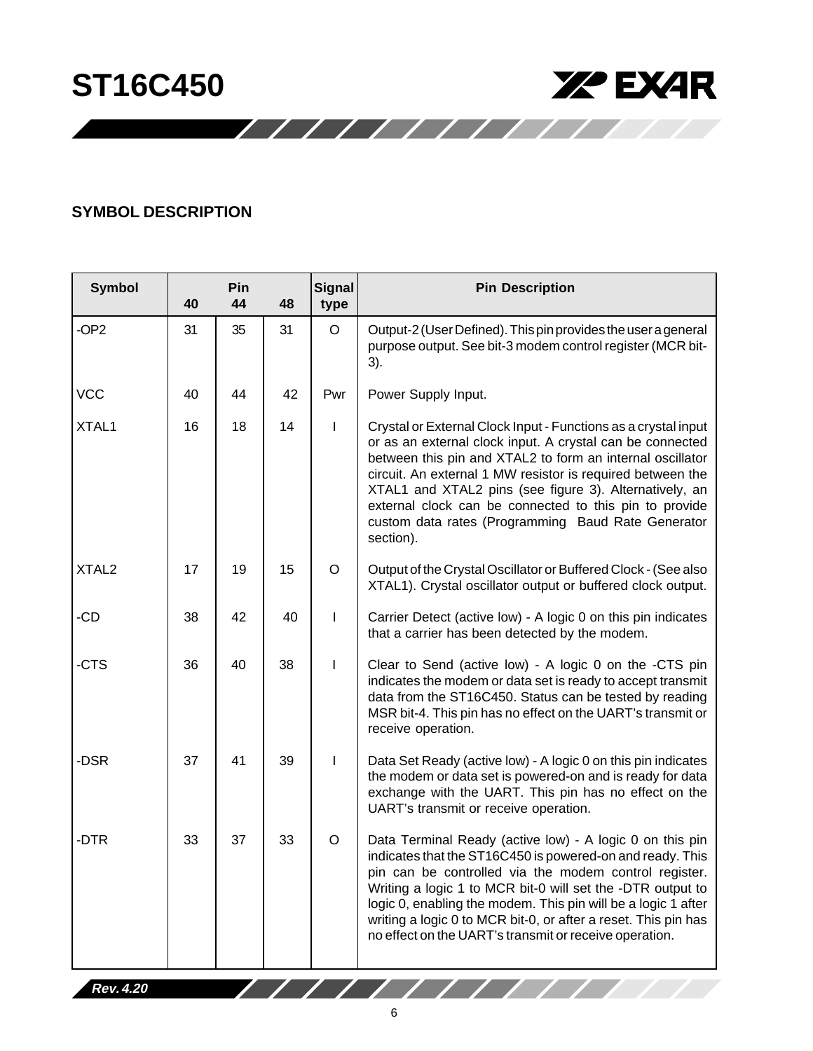## SYMBOL DESCRIPTION

| Symbol | Pin 40 | Pin 44 | Pin 48 | Signal type | Pin Description |
|---|---|---|---|---|---|
| -OP2 | 31 | 35 | 31 | O | Output-2 (User Defined). This pin provides the user a general purpose output. See bit-3 modem control register (MCR bit-3). |
| VCC | 40 | 44 | 42 | Pwr | Power Supply Input. |
| XTAL1 | 16 | 18 | 14 | I | Crystal or External Clock Input - Functions as a crystal input or as an external clock input. A crystal can be connected between this pin and XTAL2 to form an internal oscillator circuit. An external 1 MW resistor is required between the XTAL1 and XTAL2 pins (see figure 3). Alternatively, an external clock can be connected to this pin to provide custom data rates (Programming Baud Rate Generator section). |
| XTAL2 | 17 | 19 | 15 | O | Output of the Crystal Oscillator or Buffered Clock - (See also XTAL1). Crystal oscillator output or buffered clock output. |
| -CD | 38 | 42 | 40 | I | Carrier Detect (active low) - A logic 0 on this pin indicates that a carrier has been detected by the modem. |
| -CTS | 36 | 40 | 38 | I | Clear to Send (active low) - A logic 0 on the -CTS pin indicates the modem or data set is ready to accept transmit data from the ST16C450. Status can be tested by reading MSR bit-4. This pin has no effect on the UART's transmit or receive operation. |
| -DSR | 37 | 41 | 39 | I | Data Set Ready (active low) - A logic 0 on this pin indicates the modem or data set is powered-on and is ready for data exchange with the UART. This pin has no effect on the UART's transmit or receive operation. |
| -DTR | 33 | 37 | 33 | O | Data Terminal Ready (active low) - A logic 0 on this pin indicates that the ST16C450 is powered-on and ready. This pin can be controlled via the modem control register. Writing a logic 1 to MCR bit-0 will set the -DTR output to logic 0, enabling the modem. This pin will be a logic 1 after writing a logic 0 to MCR bit-0, or after a reset. This pin has no effect on the UART's transmit or receive operation. |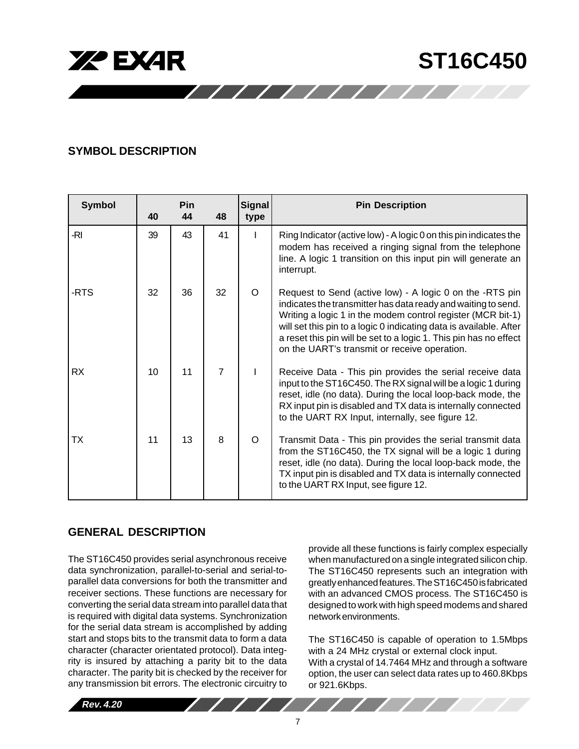## SYMBOL DESCRIPTION

| Symbol | Pin 40 | Pin 44 | Pin 48 | Signal type | Pin Description |
|---|---|---|---|---|---|
| -RI | 39 | 43 | 41 | I | Ring Indicator (active low) - A logic 0 on this pin indicates the modem has received a ringing signal from the telephone line. A logic 1 transition on this input pin will generate an interrupt. |
| -RTS | 32 | 36 | 32 | O | Request to Send (active low) - A logic 0 on the -RTS pin indicates the transmitter has data ready and waiting to send. Writing a logic 1 in the modem control register (MCR bit-1) will set this pin to a logic 0 indicating data is available. After a reset this pin will be set to a logic 1. This pin has no effect on the UART's transmit or receive operation. |
| RX | 10 | 11 | 7 | I | Receive Data - This pin provides the serial receive data input to the ST16C450. The RX signal will be a logic 1 during reset, idle (no data). During the local loop-back mode, the RX input pin is disabled and TX data is internally connected to the UART RX Input, internally, see figure 12. |
| TX | 11 | 13 | 8 | O | Transmit Data - This pin provides the serial transmit data from the ST16C450, the TX signal will be a logic 1 during reset, idle (no data). During the local loop-back mode, the TX input pin is disabled and TX data is internally connected to the UART RX Input, see figure 12. |

## GENERAL DESCRIPTION

The ST16C450 provides serial asynchronous receive data synchronization, parallel-to-serial and serial-to-parallel data conversions for both the transmitter and receiver sections. These functions are necessary for converting the serial data stream into parallel data that is required with digital data systems. Synchronization for the serial data stream is accomplished by adding start and stops bits to the transmit data to form a data character (character orientated protocol). Data integrity is insured by attaching a parity bit to the data character. The parity bit is checked by the receiver for any transmission bit errors. The electronic circuitry to provide all these functions is fairly complex especially when manufactured on a single integrated silicon chip. The ST16C450 represents such an integration with greatly enhanced features. The ST16C450 is fabricated with an advanced CMOS process. The ST16C450 is designed to work with high speed modems and shared network environments.

The ST16C450 is capable of operation to 1.5Mbps with a 24 MHz crystal or external clock input.
With a crystal of 14.7464 MHz and through a software option, the user can select data rates up to 460.8Kbps or 921.6Kbps.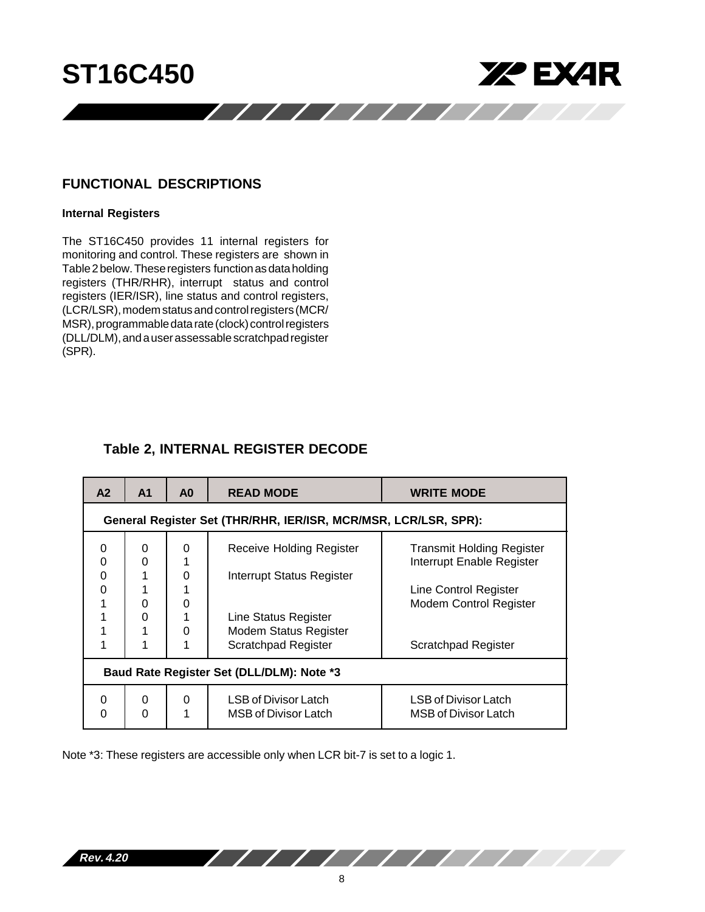## FUNCTIONAL DESCRIPTIONS

### Internal Registers

The ST16C450 provides 11 internal registers for monitoring and control. These registers are shown in Table 2 below. These registers function as data holding registers (THR/RHR), interrupt status and control registers (IER/ISR), line status and control registers, (LCR/LSR), modem status and control registers (MCR/MSR), programmable data rate (clock) control registers (DLL/DLM), and a user assessable scratchpad register (SPR).

**Table 2, INTERNAL REGISTER DECODE**

| A2 | A1 | A0 | READ MODE | WRITE MODE |
|---|---|---|---|---|
| **General Register Set (THR/RHR, IER/ISR, MCR/MSR, LCR/LSR, SPR):** | | | | |
| 0 | 0 | 0 | Receive Holding Register | Transmit Holding Register |
| 0 | 0 | 1 | | Interrupt Enable Register |
| 0 | 1 | 0 | Interrupt Status Register | |
| 0 | 1 | 1 | | Line Control Register |
| 1 | 0 | 0 | | Modem Control Register |
| 1 | 0 | 1 | Line Status Register | |
| 1 | 1 | 0 | Modem Status Register | |
| 1 | 1 | 1 | Scratchpad Register | Scratchpad Register |
| **Baud Rate Register Set (DLL/DLM): Note \*3** | | | | |
| 0 | 0 | 0 | LSB of Divisor Latch | LSB of Divisor Latch |
| 0 | 0 | 1 | MSB of Divisor Latch | MSB of Divisor Latch |

Note *3: These registers are accessible only when LCR bit-7 is set to a logic 1.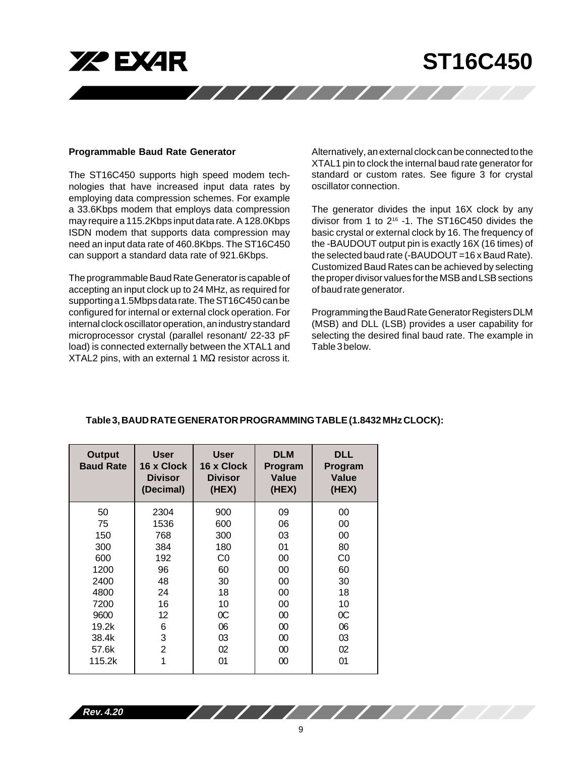### Programmable Baud Rate Generator

The ST16C450 supports high speed modem technologies that have increased input data rates by employing data compression schemes. For example a 33.6Kbps modem that employs data compression may require a 115.2Kbps input data rate. A 128.0Kbps ISDN modem that supports data compression may need an input data rate of 460.8Kbps. The ST16C450 can support a standard data rate of 921.6Kbps.

The programmable Baud Rate Generator is capable of accepting an input clock up to 24 MHz, as required for supporting a 1.5Mbps data rate. The ST16C450 can be configured for internal or external clock operation. For internal clock oscillator operation, an industry standard microprocessor crystal (parallel resonant/ 22-33 pF load) is connected externally between the XTAL1 and XTAL2 pins, with an external 1 MΩ resistor across it. Alternatively, an external clock can be connected to the XTAL1 pin to clock the internal baud rate generator for standard or custom rates. See figure 3 for crystal oscillator connection.

The generator divides the input 16X clock by any divisor from 1 to $2^{16}$ -1. The ST16C450 divides the basic crystal or external clock by 16. The frequency of the -BAUDOUT output pin is exactly 16X (16 times) of the selected baud rate (-BAUDOUT =16 x Baud Rate). Customized Baud Rates can be achieved by selecting the proper divisor values for the MSB and LSB sections of baud rate generator.

Programming the Baud Rate Generator Registers DLM (MSB) and DLL (LSB) provides a user capability for selecting the desired final baud rate. The example in Table 3 below.

**Table 3, BAUD RATE GENERATOR PROGRAMMING TABLE (1.8432 MHz CLOCK):**

| Output Baud Rate | User 16 x Clock Divisor (Decimal) | User 16 x Clock Divisor (HEX) | DLM Program Value (HEX) | DLL Program Value (HEX) |
|---|---|---|---|---|
| 50 | 2304 | 900 | 09 | 00 |
| 75 | 1536 | 600 | 06 | 00 |
| 150 | 768 | 300 | 03 | 00 |
| 300 | 384 | 180 | 01 | 80 |
| 600 | 192 | C0 | 00 | C0 |
| 1200 | 96 | 60 | 00 | 60 |
| 2400 | 48 | 30 | 00 | 30 |
| 4800 | 24 | 18 | 00 | 18 |
| 7200 | 16 | 10 | 00 | 10 |
| 9600 | 12 | 0C | 00 | 0C |
| 19.2k | 6 | 06 | 00 | 06 |
| 38.4k | 3 | 03 | 00 | 03 |
| 57.6k | 2 | 02 | 00 | 02 |
| 115.2k | 1 | 01 | 00 | 01 |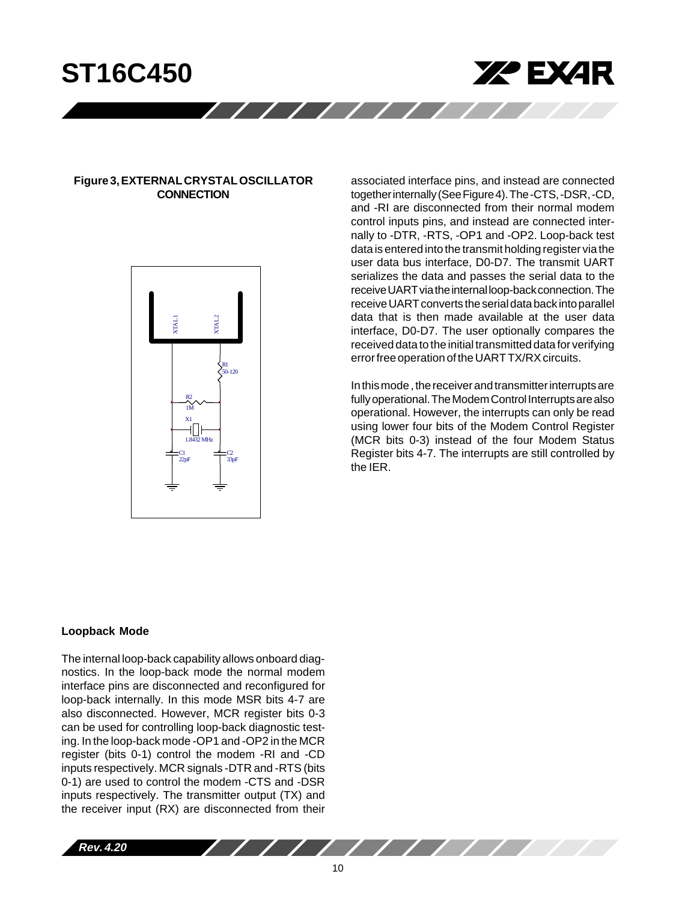**Figure 3, EXTERNAL CRYSTAL OSCILLATOR CONNECTION**

### Loopback Mode

The internal loop-back capability allows onboard diagnostics. In the loop-back mode the normal modem interface pins are disconnected and reconfigured for loop-back internally. In this mode MSR bits 4-7 are also disconnected. However, MCR register bits 0-3 can be used for controlling loop-back diagnostic testing. In the loop-back mode -OP1 and -OP2 in the MCR register (bits 0-1) control the modem -RI and -CD inputs respectively. MCR signals -DTR and -RTS (bits 0-1) are used to control the modem -CTS and -DSR inputs respectively. The transmitter output (TX) and the receiver input (RX) are disconnected from their associated interface pins, and instead are connected together internally (See Figure 4). The -CTS, -DSR, -CD, and -RI are disconnected from their normal modem control inputs pins, and instead are connected internally to -DTR, -RTS, -OP1 and -OP2. Loop-back test data is entered into the transmit holding register via the user data bus interface, D0-D7. The transmit UART serializes the data and passes the serial data to the receive UART via the internal loop-back connection. The receive UART converts the serial data back into parallel data that is then made available at the user data interface, D0-D7. The user optionally compares the received data to the initial transmitted data for verifying error free operation of the UART TX/RX circuits.

In this mode , the receiver and transmitter interrupts are fully operational. The Modem Control Interrupts are also operational. However, the interrupts can only be read using lower four bits of the Modem Control Register (MCR bits 0-3) instead of the four Modem Status Register bits 4-7. The interrupts are still controlled by the IER.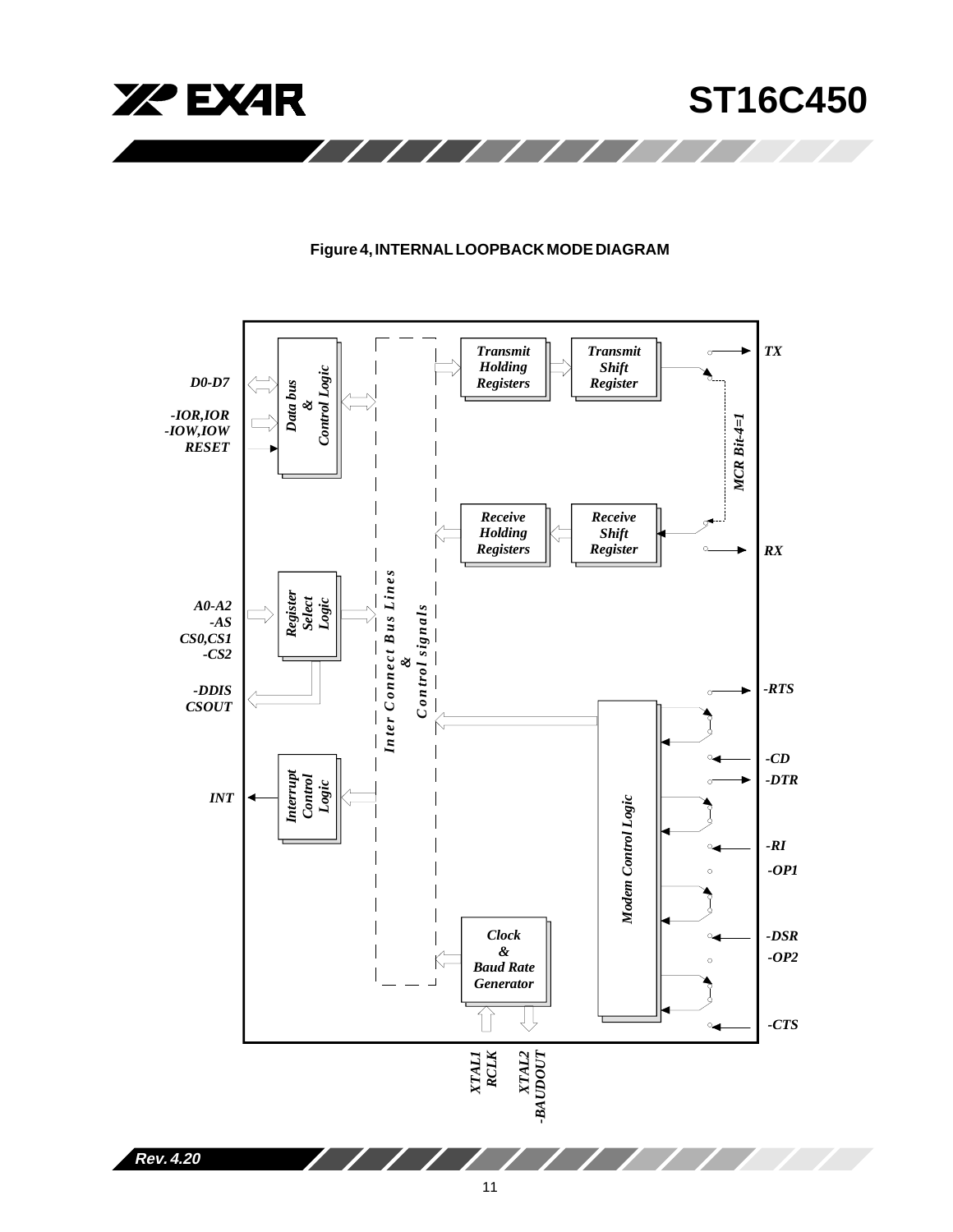**Figure 4, INTERNAL LOOPBACK MODE DIAGRAM**

D0-D7

-IOR,IOR
-IOW,IOW
RESET

Data bus & Control Logic

Transmit Holding Registers

Transmit Shift Register

TX

MCR Bit-4=1

Receive Holding Registers

Receive Shift Register

RX

A0-A2
-AS
CS0,CS1
-CS2

Register Select Logic

Inter Connect Bus Lines & Control signals

-DDIS
CSOUT

-RTS

-CD

-DTR

INT

Interrupt Control Logic

Modem Control Logic

-RI

-OP1

-DSR

-OP2

Clock & Baud Rate Generator

-CTS

XTAL1
RCLK

XTAL2
-BAUDOUT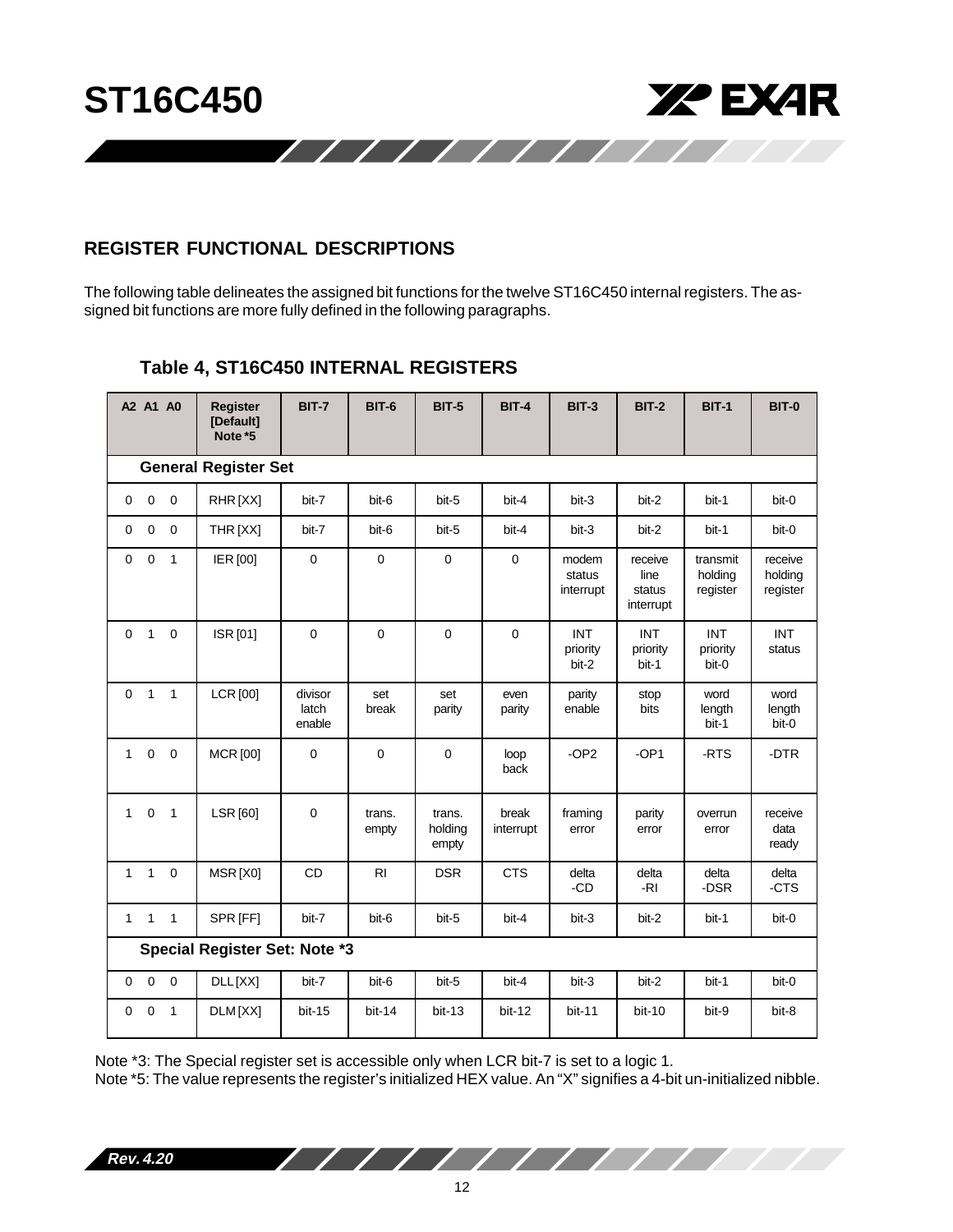## REGISTER FUNCTIONAL DESCRIPTIONS

The following table delineates the assigned bit functions for the twelve ST16C450 internal registers. The assigned bit functions are more fully defined in the following paragraphs.

### Table 4, ST16C450 INTERNAL REGISTERS

| A2 A1 A0 | Register [Default] Note *5 | BIT-7 | BIT-6 | BIT-5 | BIT-4 | BIT-3 | BIT-2 | BIT-1 | BIT-0 |
|---|---|---|---|---|---|---|---|---|---|
| **General Register Set** | | | | | | | | | |
| 0 0 0 | RHR [XX] | bit-7 | bit-6 | bit-5 | bit-4 | bit-3 | bit-2 | bit-1 | bit-0 |
| 0 0 0 | THR [XX] | bit-7 | bit-6 | bit-5 | bit-4 | bit-3 | bit-2 | bit-1 | bit-0 |
| 0 0 1 | IER [00] | 0 | 0 | 0 | 0 | modem status interrupt | receive line status interrupt | transmit holding register | receive holding register |
| 0 1 0 | ISR [01] | 0 | 0 | 0 | 0 | INT priority bit-2 | INT priority bit-1 | INT priority bit-0 | INT status |
| 0 1 1 | LCR [00] | divisor latch enable | set break | set parity | even parity | parity enable | stop bits | word length bit-1 | word length bit-0 |
| 1 0 0 | MCR [00] | 0 | 0 | 0 | loop back | -OP2 | -OP1 | -RTS | -DTR |
| 1 0 1 | LSR [60] | 0 | trans. empty | trans. holding empty | break interrupt | framing error | parity error | overrun error | receive data ready |
| 1 1 0 | MSR [X0] | CD | RI | DSR | CTS | delta -CD | delta -RI | delta -DSR | delta -CTS |
| 1 1 1 | SPR [FF] | bit-7 | bit-6 | bit-5 | bit-4 | bit-3 | bit-2 | bit-1 | bit-0 |
| **Special Register Set: Note *3** | | | | | | | | | |
| 0 0 0 | DLL [XX] | bit-7 | bit-6 | bit-5 | bit-4 | bit-3 | bit-2 | bit-1 | bit-0 |
| 0 0 1 | DLM [XX] | bit-15 | bit-14 | bit-13 | bit-12 | bit-11 | bit-10 | bit-9 | bit-8 |

Note *3: The Special register set is accessible only when LCR bit-7 is set to a logic 1.
Note *5: The value represents the register's initialized HEX value. An "X" signifies a 4-bit un-initialized nibble.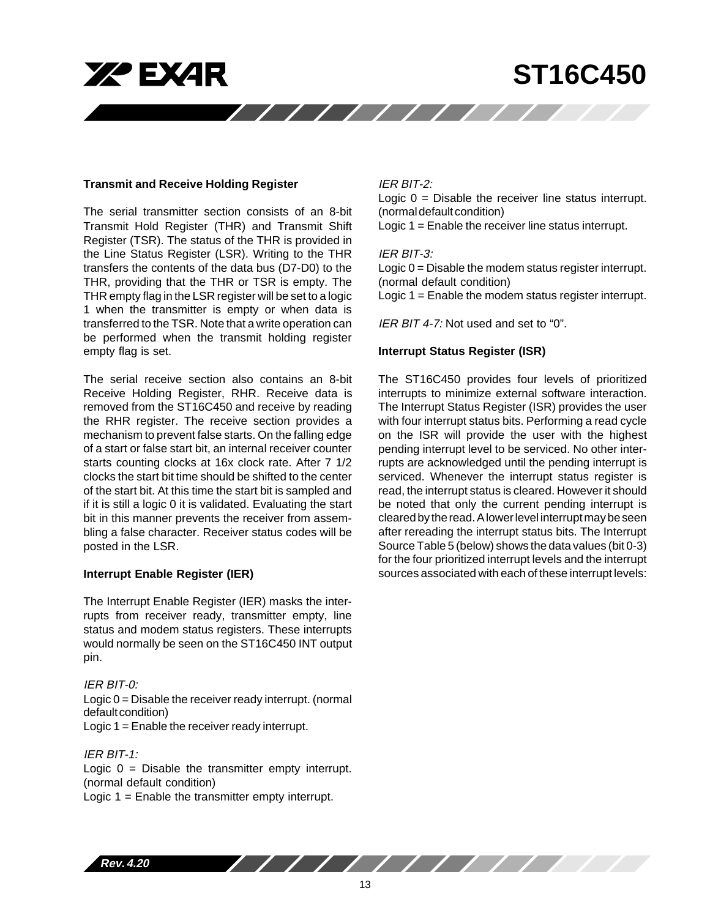### Transmit and Receive Holding Register

The serial transmitter section consists of an 8-bit Transmit Hold Register (THR) and Transmit Shift Register (TSR). The status of the THR is provided in the Line Status Register (LSR). Writing to the THR transfers the contents of the data bus (D7-D0) to the THR, providing that the THR or TSR is empty. The THR empty flag in the LSR register will be set to a logic 1 when the transmitter is empty or when data is transferred to the TSR. Note that a write operation can be performed when the transmit holding register empty flag is set.

The serial receive section also contains an 8-bit Receive Holding Register, RHR. Receive data is removed from the ST16C450 and receive by reading the RHR register. The receive section provides a mechanism to prevent false starts. On the falling edge of a start or false start bit, an internal receiver counter starts counting clocks at 16x clock rate. After 7 1/2 clocks the start bit time should be shifted to the center of the start bit. At this time the start bit is sampled and if it is still a logic 0 it is validated. Evaluating the start bit in this manner prevents the receiver from assembling a false character. Receiver status codes will be posted in the LSR.

### Interrupt Enable Register (IER)

The Interrupt Enable Register (IER) masks the interrupts from receiver ready, transmitter empty, line status and modem status registers. These interrupts would normally be seen on the ST16C450 INT output pin.

*IER BIT-0:*
Logic 0 = Disable the receiver ready interrupt. (normal default condition)
Logic 1 = Enable the receiver ready interrupt.

*IER BIT-1:*
Logic 0 = Disable the transmitter empty interrupt. (normal default condition)
Logic 1 = Enable the transmitter empty interrupt.

*IER BIT-2:*
Logic 0 = Disable the receiver line status interrupt. (normal default condition)
Logic 1 = Enable the receiver line status interrupt.

*IER BIT-3:*
Logic 0 = Disable the modem status register interrupt. (normal default condition)
Logic 1 = Enable the modem status register interrupt.

*IER BIT 4-7:* Not used and set to "0".

### Interrupt Status Register (ISR)

The ST16C450 provides four levels of prioritized interrupts to minimize external software interaction. The Interrupt Status Register (ISR) provides the user with four interrupt status bits. Performing a read cycle on the ISR will provide the user with the highest pending interrupt level to be serviced. No other interrupts are acknowledged until the pending interrupt is serviced. Whenever the interrupt status register is read, the interrupt status is cleared. However it should be noted that only the current pending interrupt is cleared by the read. A lower level interrupt may be seen after rereading the interrupt status bits. The Interrupt Source Table 5 (below) shows the data values (bit 0-3) for the four prioritized interrupt levels and the interrupt sources associated with each of these interrupt levels: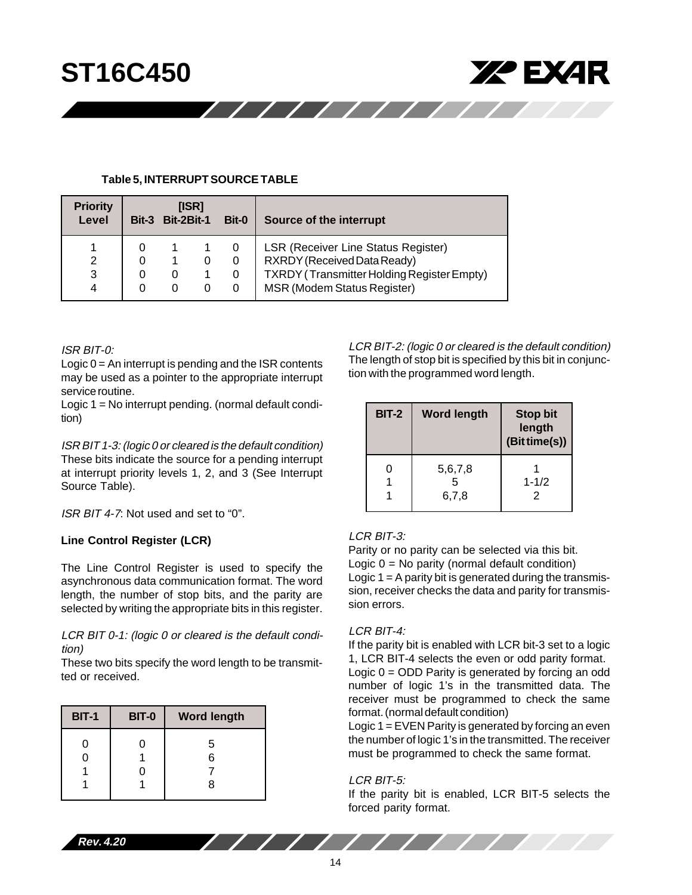**Table 5, INTERRUPT SOURCE TABLE**

| Priority Level | [ISR] Bit-3 | Bit-2 | Bit-1 | Bit-0 | Source of the interrupt |
|---|---|---|---|---|---|
| 1 | 0 | 1 | 1 | 0 | LSR (Receiver Line Status Register) |
| 2 | 0 | 1 | 0 | 0 | RXRDY (Received Data Ready) |
| 3 | 0 | 0 | 1 | 0 | TXRDY ( Transmitter Holding Register Empty) |
| 4 | 0 | 0 | 0 | 0 | MSR (Modem Status Register) |

*ISR BIT-0:*
Logic 0 = An interrupt is pending and the ISR contents may be used as a pointer to the appropriate interrupt service routine.
Logic 1 = No interrupt pending. (normal default condition)

*ISR BIT 1-3: (logic 0 or cleared is the default condition)*
These bits indicate the source for a pending interrupt at interrupt priority levels 1, 2, and 3 (See Interrupt Source Table).

*ISR BIT 4-7*: Not used and set to "0".

**Line Control Register (LCR)**

The Line Control Register is used to specify the asynchronous data communication format. The word length, the number of stop bits, and the parity are selected by writing the appropriate bits in this register.

*LCR BIT 0-1: (logic 0 or cleared is the default condition)*
These two bits specify the word length to be transmitted or received.

| BIT-1 | BIT-0 | Word length |
|---|---|---|
| 0 | 0 | 5 |
| 0 | 1 | 6 |
| 1 | 0 | 7 |
| 1 | 1 | 8 |

*LCR BIT-2: (logic 0 or cleared is the default condition)*
The length of stop bit is specified by this bit in conjunction with the programmed word length.

| BIT-2 | Word length | Stop bit length (Bit time(s)) |
|---|---|---|
| 0 | 5,6,7,8 | 1 |
| 1 | 5 | 1-1/2 |
| 1 | 6,7,8 | 2 |

*LCR BIT-3:*
Parity or no parity can be selected via this bit.
Logic 0 = No parity (normal default condition)
Logic 1 = A parity bit is generated during the transmission, receiver checks the data and parity for transmission errors.

*LCR BIT-4:*
If the parity bit is enabled with LCR bit-3 set to a logic 1, LCR BIT-4 selects the even or odd parity format.
Logic 0 = ODD Parity is generated by forcing an odd number of logic 1's in the transmitted data. The receiver must be programmed to check the same format. (normal default condition)
Logic 1 = EVEN Parity is generated by forcing an even the number of logic 1's in the transmitted. The receiver must be programmed to check the same format.

*LCR BIT-5:*
If the parity bit is enabled, LCR BIT-5 selects the forced parity format.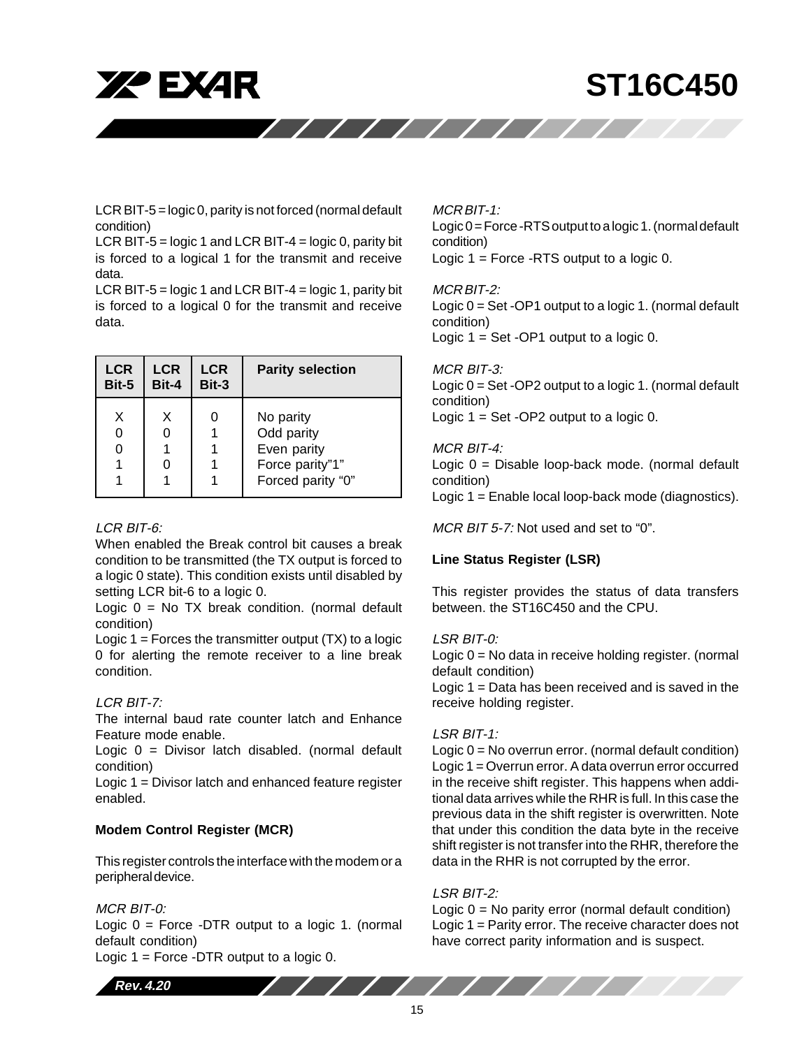LCR BIT-5 = logic 0, parity is not forced (normal default condition)

LCR BIT-5 = logic 1 and LCR BIT-4 = logic 0, parity bit is forced to a logical 1 for the transmit and receive data.

LCR BIT-5 = logic 1 and LCR BIT-4 = logic 1, parity bit is forced to a logical 0 for the transmit and receive data.

| LCR Bit-5 | LCR Bit-4 | LCR Bit-3 | Parity selection |
|---|---|---|---|
| X | X | 0 | No parity |
| 0 | 0 | 1 | Odd parity |
| 0 | 1 | 1 | Even parity |
| 1 | 0 | 1 | Force parity"1" |
| 1 | 1 | 1 | Forced parity "0" |

*LCR BIT-6:*

When enabled the Break control bit causes a break condition to be transmitted (the TX output is forced to a logic 0 state). This condition exists until disabled by setting LCR bit-6 to a logic 0.

Logic 0 = No TX break condition. (normal default condition)

Logic 1 = Forces the transmitter output (TX) to a logic 0 for alerting the remote receiver to a line break condition.

*LCR BIT-7:*

The internal baud rate counter latch and Enhance Feature mode enable.

Logic 0 = Divisor latch disabled. (normal default condition)

Logic 1 = Divisor latch and enhanced feature register enabled.

**Modem Control Register (MCR)**

This register controls the interface with the modem or a peripheral device.

*MCR BIT-0:*

Logic 0 = Force -DTR output to a logic 1. (normal default condition)

Logic 1 = Force -DTR output to a logic 0.

*MCR BIT-1:*

Logic 0 = Force -RTS output to a logic 1. (normal default condition)

Logic 1 = Force -RTS output to a logic 0.

*MCR BIT-2:*

Logic 0 = Set -OP1 output to a logic 1. (normal default condition)

Logic 1 = Set -OP1 output to a logic 0.

*MCR BIT-3:*

Logic 0 = Set -OP2 output to a logic 1. (normal default condition)

Logic 1 = Set -OP2 output to a logic 0.

*MCR BIT-4:*

Logic 0 = Disable loop-back mode. (normal default condition)

Logic 1 = Enable local loop-back mode (diagnostics).

*MCR BIT 5-7:* Not used and set to "0".

**Line Status Register (LSR)**

This register provides the status of data transfers between. the ST16C450 and the CPU.

*LSR BIT-0:*

Logic 0 = No data in receive holding register. (normal default condition)

Logic 1 = Data has been received and is saved in the receive holding register.

*LSR BIT-1:*

Logic 0 = No overrun error. (normal default condition)

Logic 1 = Overrun error. A data overrun error occurred in the receive shift register. This happens when additional data arrives while the RHR is full. In this case the previous data in the shift register is overwritten. Note that under this condition the data byte in the receive shift register is not transfer into the RHR, therefore the data in the RHR is not corrupted by the error.

*LSR BIT-2:*

Logic 0 = No parity error (normal default condition)

Logic 1 = Parity error. The receive character does not have correct parity information and is suspect.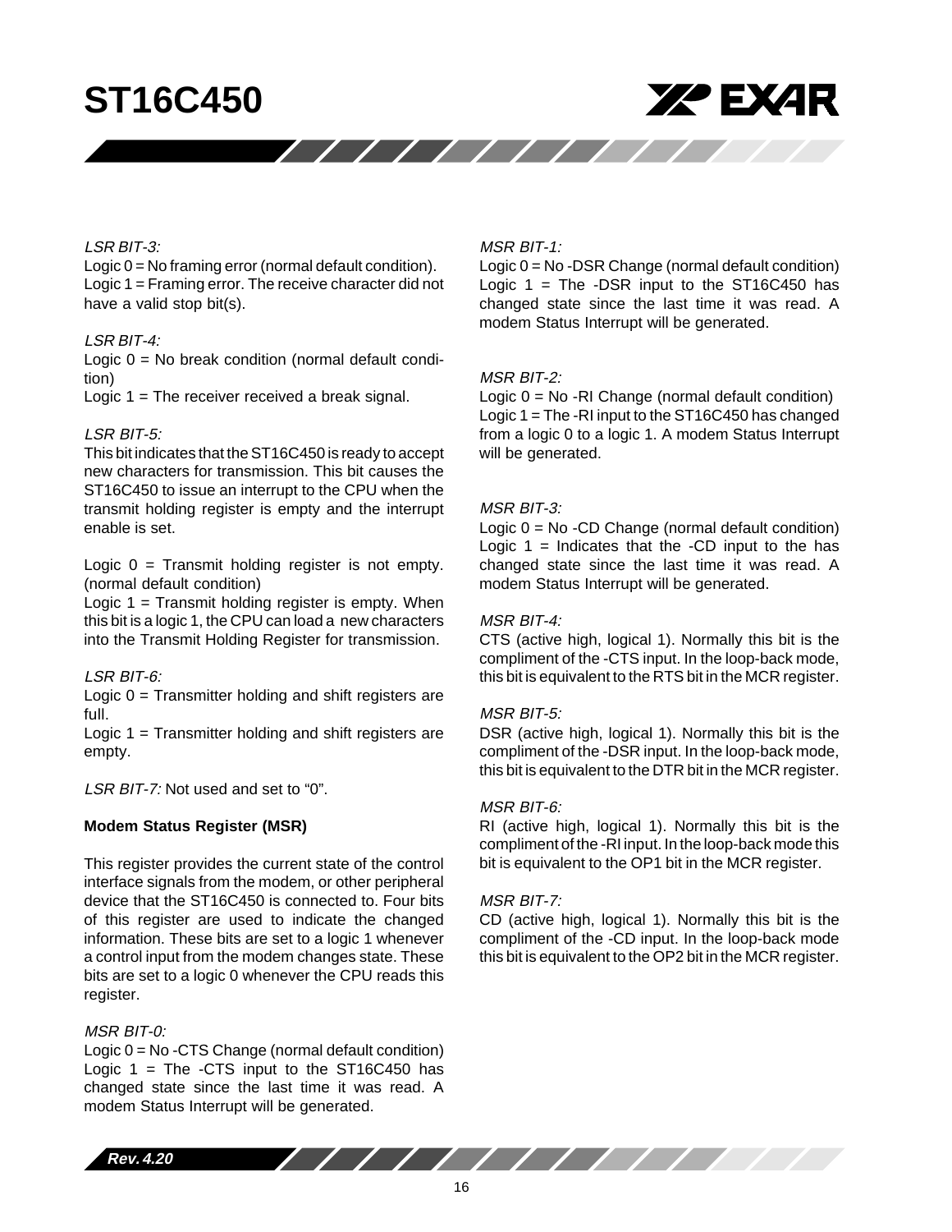*LSR BIT-3:*
Logic 0 = No framing error (normal default condition).
Logic 1 = Framing error. The receive character did not have a valid stop bit(s).

*LSR BIT-4:*
Logic 0 = No break condition (normal default condition)
Logic 1 = The receiver received a break signal.

*LSR BIT-5:*
This bit indicates that the ST16C450 is ready to accept new characters for transmission. This bit causes the ST16C450 to issue an interrupt to the CPU when the transmit holding register is empty and the interrupt enable is set.

Logic 0 = Transmit holding register is not empty. (normal default condition)
Logic 1 = Transmit holding register is empty. When this bit is a logic 1, the CPU can load a new characters into the Transmit Holding Register for transmission.

*LSR BIT-6:*
Logic 0 = Transmitter holding and shift registers are full.
Logic 1 = Transmitter holding and shift registers are empty.

*LSR BIT-7:* Not used and set to “0”.

**Modem Status Register (MSR)**

This register provides the current state of the control interface signals from the modem, or other peripheral device that the ST16C450 is connected to. Four bits of this register are used to indicate the changed information. These bits are set to a logic 1 whenever a control input from the modem changes state. These bits are set to a logic 0 whenever the CPU reads this register.

*MSR BIT-0:*
Logic 0 = No -CTS Change (normal default condition)
Logic 1 = The -CTS input to the ST16C450 has changed state since the last time it was read. A modem Status Interrupt will be generated.

*MSR BIT-1:*
Logic 0 = No -DSR Change (normal default condition)
Logic 1 = The -DSR input to the ST16C450 has changed state since the last time it was read. A modem Status Interrupt will be generated.

*MSR BIT-2:*
Logic 0 = No -RI Change (normal default condition)
Logic 1 = The -RI input to the ST16C450 has changed from a logic 0 to a logic 1. A modem Status Interrupt will be generated.

*MSR BIT-3:*
Logic 0 = No -CD Change (normal default condition)
Logic 1 = Indicates that the -CD input to the has changed state since the last time it was read. A modem Status Interrupt will be generated.

*MSR BIT-4:*
CTS (active high, logical 1). Normally this bit is the compliment of the -CTS input. In the loop-back mode, this bit is equivalent to the RTS bit in the MCR register.

*MSR BIT-5:*
DSR (active high, logical 1). Normally this bit is the compliment of the -DSR input. In the loop-back mode, this bit is equivalent to the DTR bit in the MCR register.

*MSR BIT-6:*
RI (active high, logical 1). Normally this bit is the compliment of the -RI input. In the loop-back mode this bit is equivalent to the OP1 bit in the MCR register.

*MSR BIT-7:*
CD (active high, logical 1). Normally this bit is the compliment of the -CD input. In the loop-back mode this bit is equivalent to the OP2 bit in the MCR register.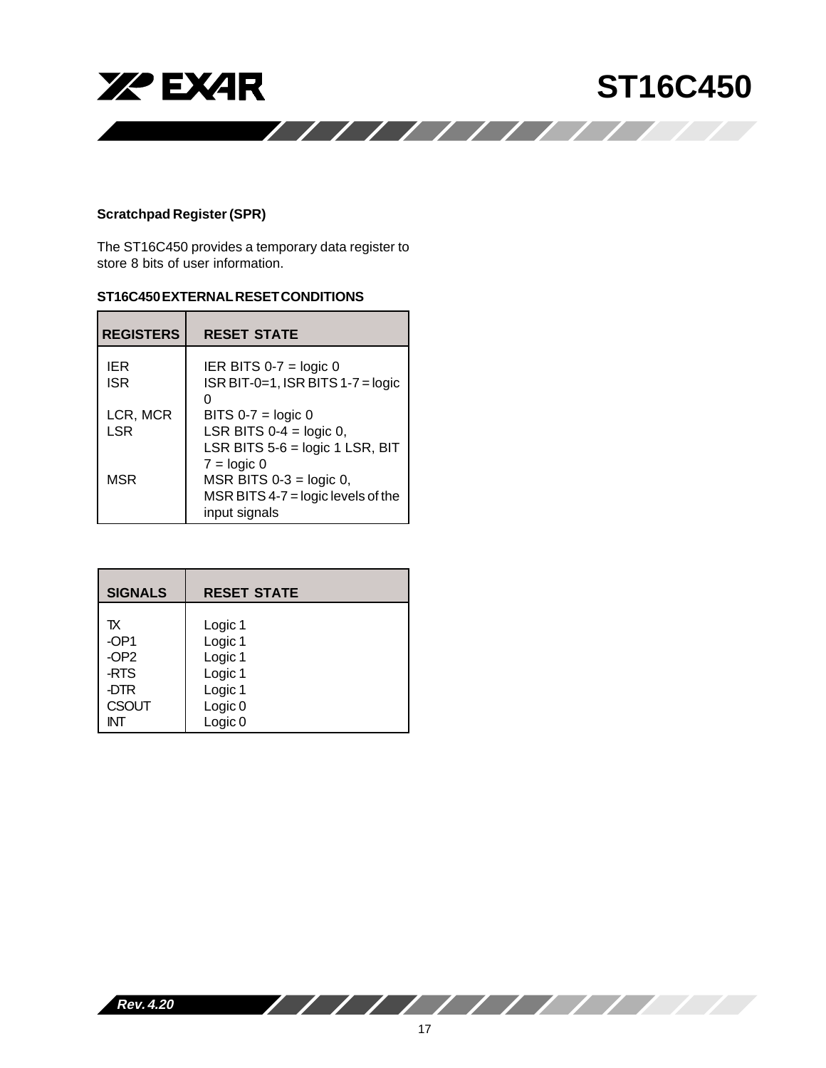**Scratchpad Register (SPR)**

The ST16C450 provides a temporary data register to store 8 bits of user information.

**ST16C450 EXTERNAL RESET CONDITIONS**

| REGISTERS | RESET STATE |
|---|---|
| IER | IER BITS 0-7 = logic 0 |
| ISR | ISR BIT-0=1, ISR BITS 1-7 = logic 0 |
| LCR, MCR | BITS 0-7 = logic 0 |
| LSR | LSR BITS 0-4 = logic 0, LSR BITS 5-6 = logic 1 LSR, BIT 7 = logic 0 |
| MSR | MSR BITS 0-3 = logic 0, MSR BITS 4-7 = logic levels of the input signals |

| SIGNALS | RESET STATE |
|---|---|
| TX | Logic 1 |
| -OP1 | Logic 1 |
| -OP2 | Logic 1 |
| -RTS | Logic 1 |
| -DTR | Logic 1 |
| CSOUT | Logic 0 |
| INT | Logic 0 |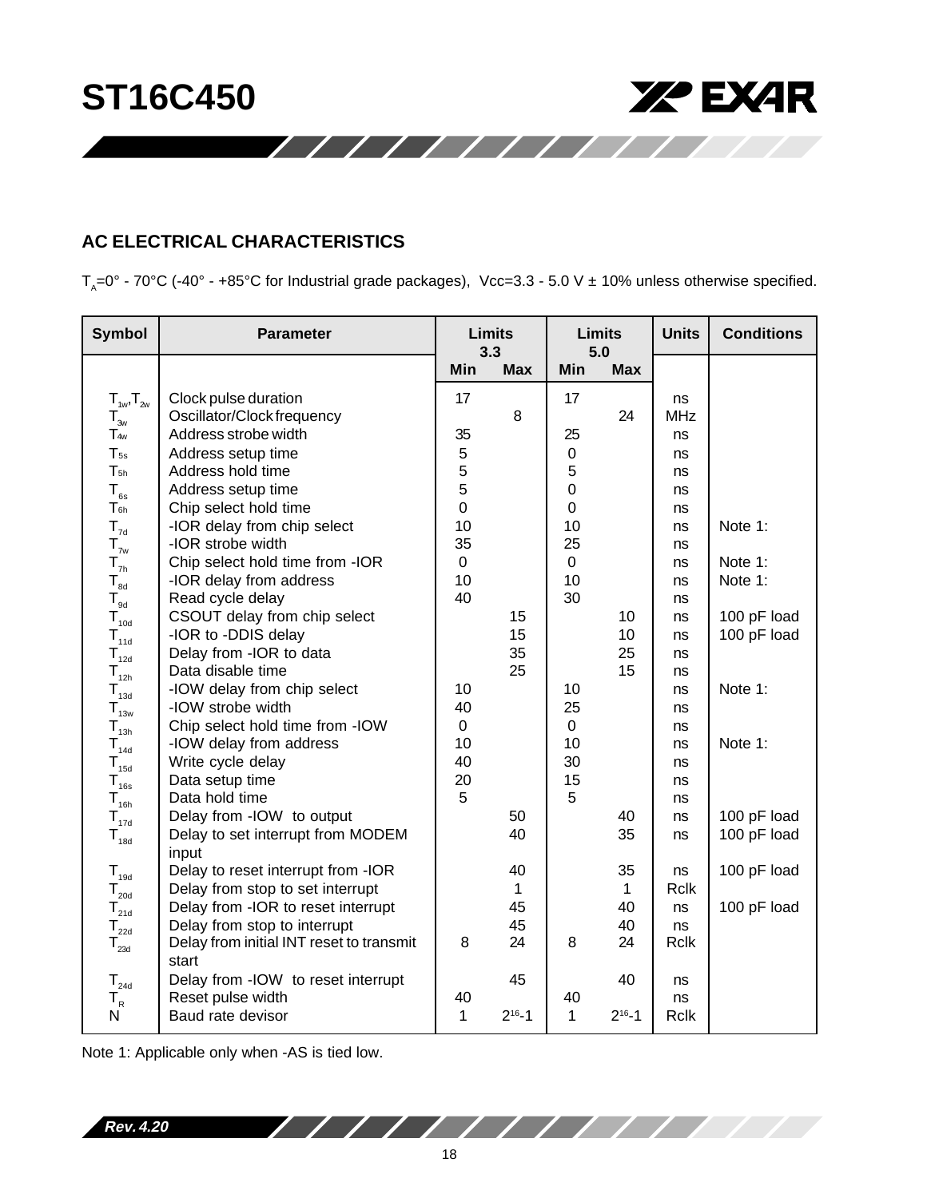## AC ELECTRICAL CHARACTERISTICS

$T_A$=0° - 70°C (-40° - +85°C for Industrial grade packages), Vcc=3.3 - 5.0 V ± 10% unless otherwise specified.

| Symbol | Parameter | Limits 3.3 | | Limits 5.0 | | Units | Conditions |
|---|---|---|---|---|---|---|---|
| | | Min | Max | Min | Max | | |
| $T_{1w}$,$T_{2w}$ | Clock pulse duration | 17 | | 17 | | ns | |
| $T_{3w}$ | Oscillator/Clock frequency | | 8 | | 24 | MHz | |
| $T_{4w}$ | Address strobe width | 35 | | 25 | | ns | |
| $T_{5s}$ | Address setup time | 5 | | 0 | | ns | |
| $T_{5h}$ | Address hold time | 5 | | 5 | | ns | |
| $T_{6s}$ | Address setup time | 5 | | 0 | | ns | |
| $T_{6h}$ | Chip select hold time | 0 | | 0 | | ns | |
| $T_{7d}$ | -IOR delay from chip select | 10 | | 10 | | ns | Note 1: |
| $T_{7w}$ | -IOR strobe width | 35 | | 25 | | ns | |
| $T_{7h}$ | Chip select hold time from -IOR | 0 | | 0 | | ns | Note 1: |
| $T_{8d}$ | -IOR delay from address | 10 | | 10 | | ns | Note 1: |
| $T_{9d}$ | Read cycle delay | 40 | | 30 | | ns | |
| $T_{10d}$ | CSOUT delay from chip select | | 15 | | 10 | ns | 100 pF load |
| $T_{11d}$ | -IOR to -DDIS delay | | 15 | | 10 | ns | 100 pF load |
| $T_{12d}$ | Delay from -IOR to data | | 35 | | 25 | ns | |
| $T_{12h}$ | Data disable time | | 25 | | 15 | ns | |
| $T_{13d}$ | -IOW delay from chip select | 10 | | 10 | | ns | Note 1: |
| $T_{13w}$ | -IOW strobe width | 40 | | 25 | | ns | |
| $T_{13h}$ | Chip select hold time from -IOW | 0 | | 0 | | ns | |
| $T_{14d}$ | -IOW delay from address | 10 | | 10 | | ns | Note 1: |
| $T_{15d}$ | Write cycle delay | 40 | | 30 | | ns | |
| $T_{16s}$ | Data setup time | 20 | | 15 | | ns | |
| $T_{16h}$ | Data hold time | 5 | | 5 | | ns | |
| $T_{17d}$ | Delay from -IOW to output | | 50 | | 40 | ns | 100 pF load |
| $T_{18d}$ | Delay to set interrupt from MODEM input | | 40 | | 35 | ns | 100 pF load |
| $T_{19d}$ | Delay to reset interrupt from -IOR | | 40 | | 35 | ns | 100 pF load |
| $T_{20d}$ | Delay from stop to set interrupt | | 1 | | 1 | Rclk | |
| $T_{21d}$ | Delay from -IOR to reset interrupt | | 45 | | 40 | ns | 100 pF load |
| $T_{22d}$ | Delay from stop to interrupt | | 45 | | 40 | ns | |
| $T_{23d}$ | Delay from initial INT reset to transmit start | 8 | 24 | 8 | 24 | Rclk | |
| $T_{24d}$ | Delay from -IOW to reset interrupt | | 45 | | 40 | ns | |
| $T_R$ | Reset pulse width | 40 | | 40 | | ns | |
| N | Baud rate devisor | 1 | $2^{16}$-1 | 1 | $2^{16}$-1 | Rclk | |

Note 1: Applicable only when -AS is tied low.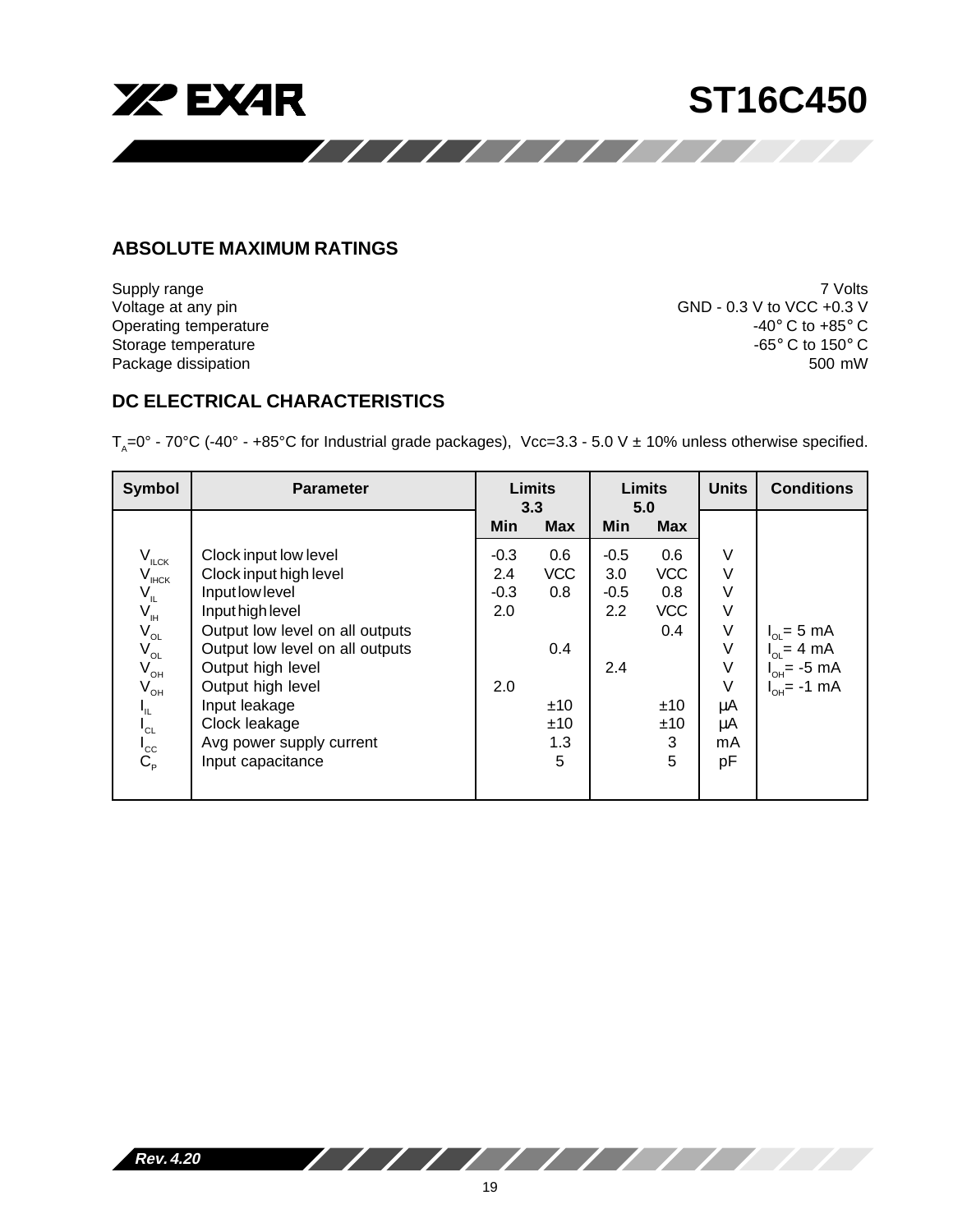## ABSOLUTE MAXIMUM RATINGS

| | |
|---|---|
| Supply range | 7 Volts |
| Voltage at any pin | GND - 0.3 V to VCC +0.3 V |
| Operating temperature | -40° C to +85° C |
| Storage temperature | -65° C to 150° C |
| Package dissipation | 500 mW |

## DC ELECTRICAL CHARACTERISTICS

$T_A$=0° - 70°C (-40° - +85°C for Industrial grade packages), Vcc=3.3 - 5.0 V ± 10% unless otherwise specified.

| Symbol | Parameter | Limits 3.3 | | Limits 5.0 | | Units | Conditions |
|---|---|---|---|---|---|---|---|
| | | Min | Max | Min | Max | | |
| $V_{ILCK}$ | Clock input low level | -0.3 | 0.6 | -0.5 | 0.6 | V | |
| $V_{IHCK}$ | Clock input high level | 2.4 | VCC | 3.0 | VCC | V | |
| $V_{IL}$ | Input low level | -0.3 | 0.8 | -0.5 | 0.8 | V | |
| $V_{IH}$ | Input high level | 2.0 | | 2.2 | VCC | V | |
| $V_{OL}$ | Output low level on all outputs | | | | 0.4 | V | $I_{OL}$= 5 mA |
| $V_{OL}$ | Output low level on all outputs | | 0.4 | | | V | $I_{OL}$= 4 mA |
| $V_{OH}$ | Output high level | | | 2.4 | | V | $I_{OH}$= -5 mA |
| $V_{OH}$ | Output high level | 2.0 | | | | V | $I_{OH}$= -1 mA |
| $I_{IL}$ | Input leakage | | ±10 | | ±10 | µA | |
| $I_{CL}$ | Clock leakage | | ±10 | | ±10 | µA | |
| $I_{CC}$ | Avg power supply current | | 1.3 | | 3 | mA | |
| $C_P$ | Input capacitance | | 5 | | 5 | pF | |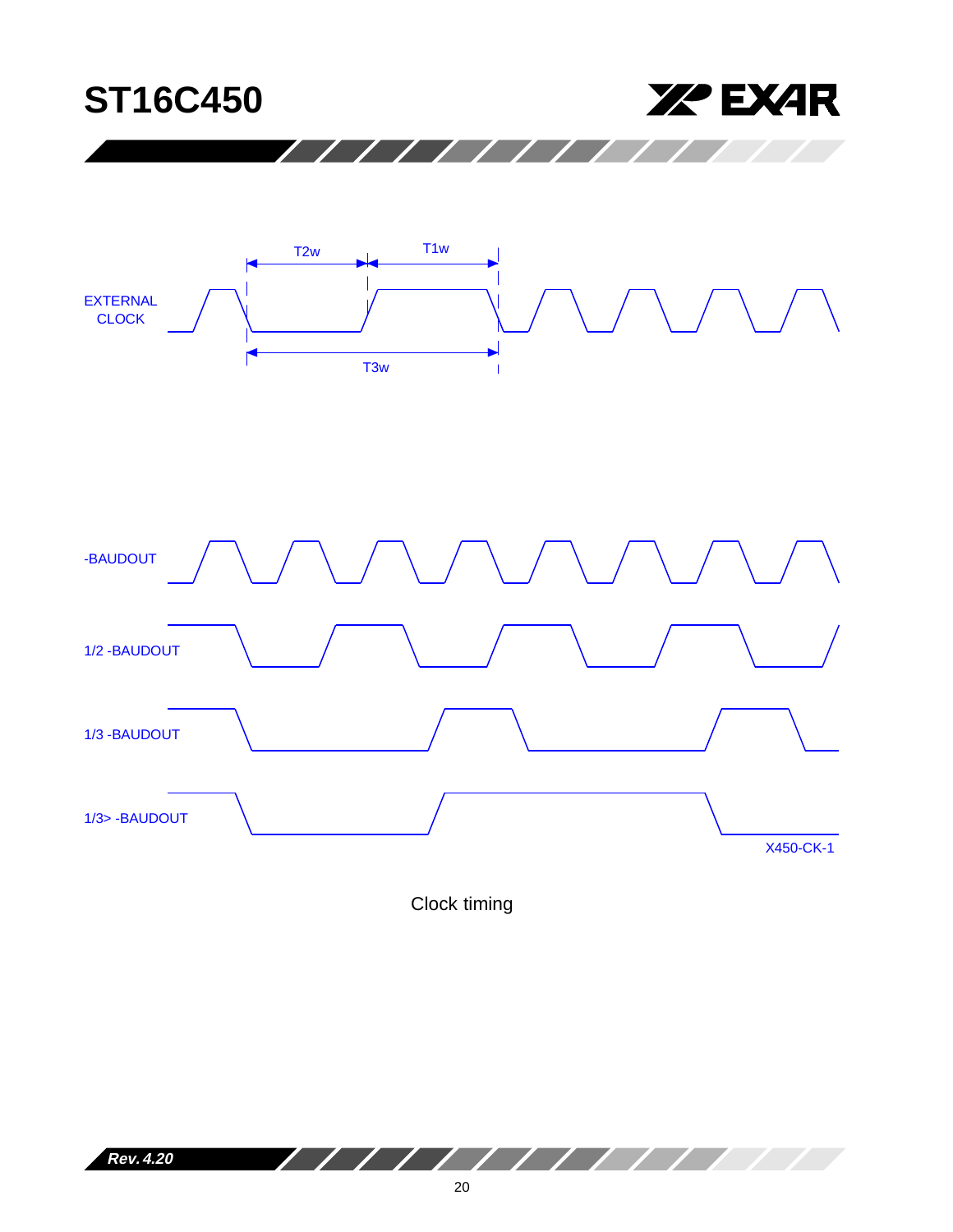EXTERNAL CLOCK

T2w

T1w

T3w

-BAUDOUT

1/2 -BAUDOUT

1/3 -BAUDOUT

1/3> -BAUDOUT

X450-CK-1

Clock timing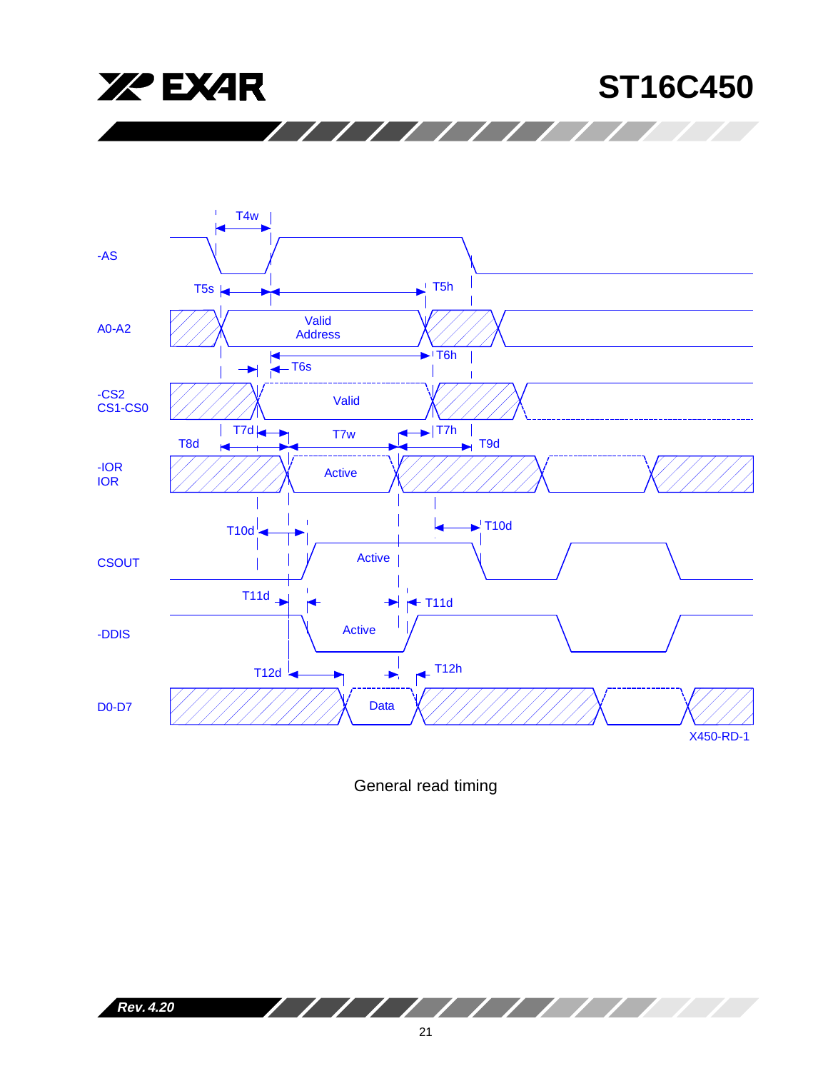-AS

A0-A2

-CS2
CS1-CS0

-IOR
IOR

CSOUT

-DDIS

D0-D7

T4w

T5s

T5h

Valid
Address

T6h

T6s

Valid

T7d

T7w

T7h

T8d

T9d

Active

T10d

T10d

Active

T11d

T11d

Active

T12d

T12h

Data

X450-RD-1

General read timing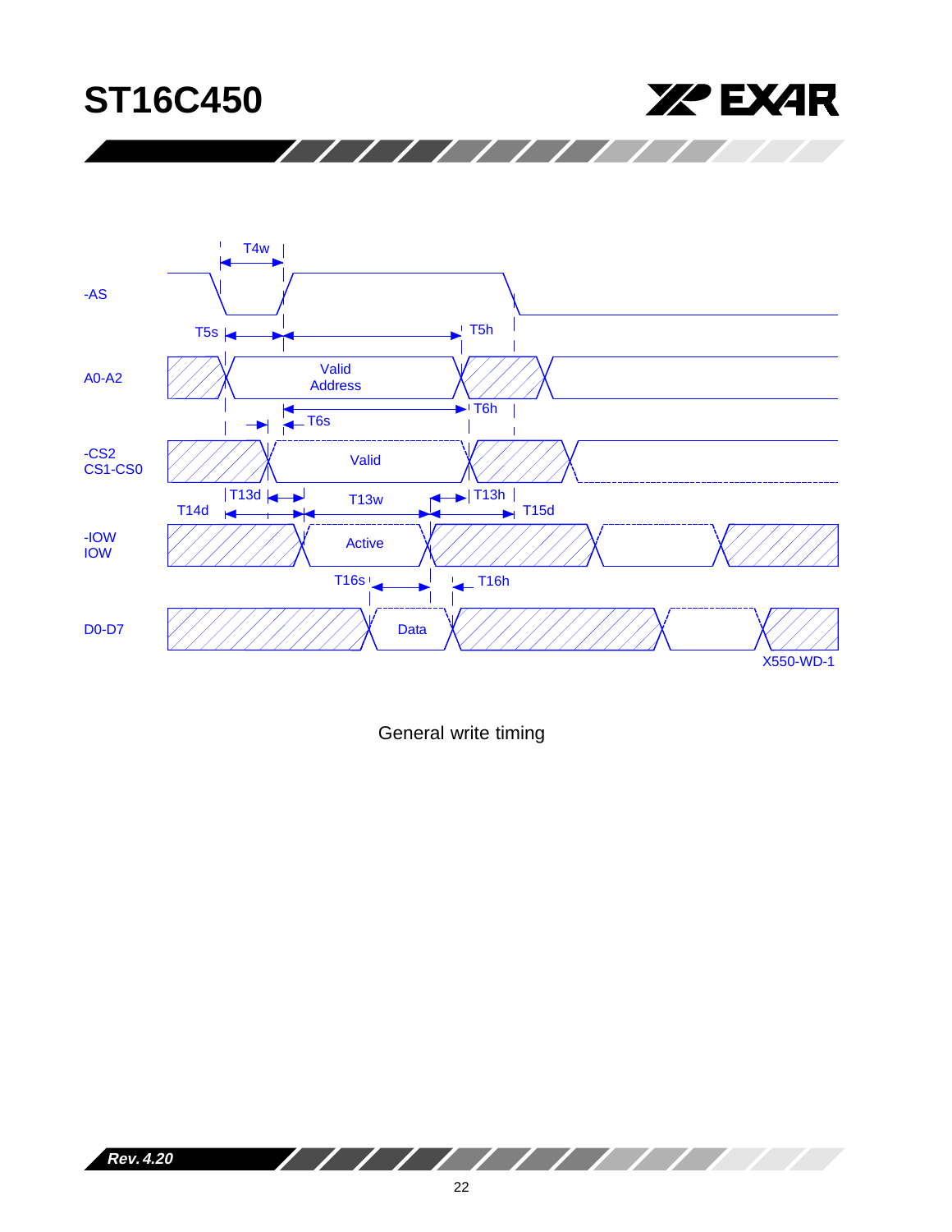-AS

A0-A2

-CS2
CS1-CS0

-IOW
IOW

D0-D7

T4w

T5s

T5h

Valid
Address

T6s

T6h

Valid

T13d

T13w

T13h

T14d

T15d

Active

T16s

T16h

Data

X550-WD-1

General write timing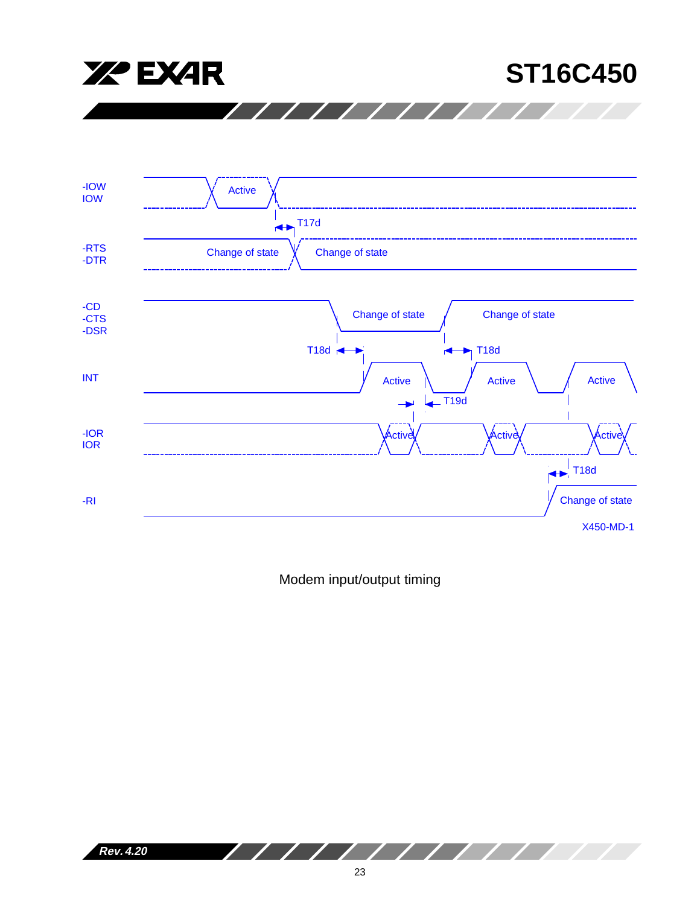-IOW
IOW

Active

T17d

-RTS
-DTR

Change of state

Change of state

-CD
-CTS
-DSR

Change of state

Change of state

T18d

T18d

INT

Active

Active

Active

T19d

-IOR
IOR

Active

Active

Active

T18d

-RI

Change of state

X450-MD-1

Modem input/output timing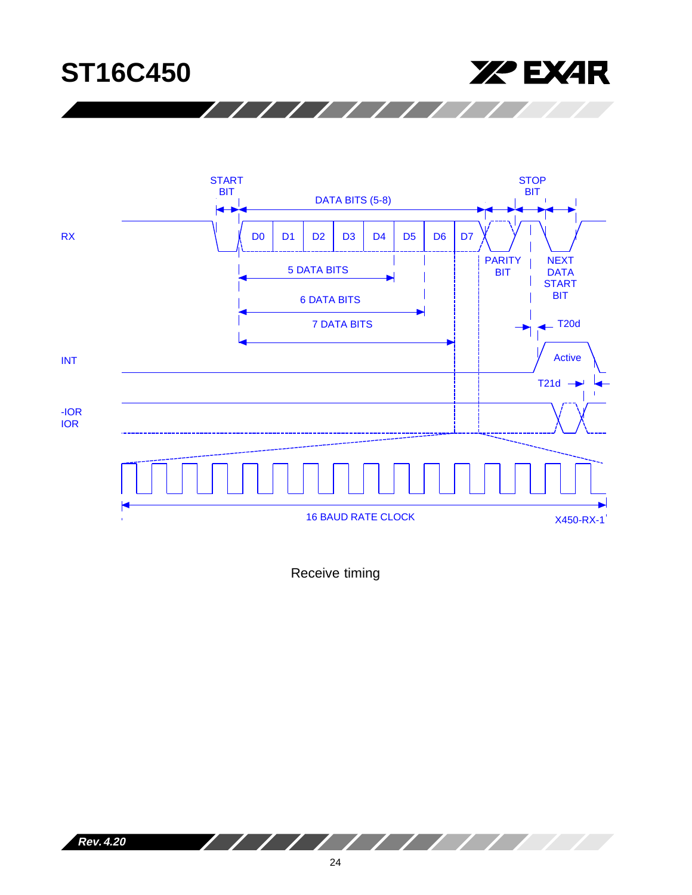START BIT

DATA BITS (5-8)

STOP BIT

RX

D0 D1 D2 D3 D4 D5 D6 D7

PARITY BIT

NEXT DATA START BIT

5 DATA BITS

6 DATA BITS

7 DATA BITS

T20d

INT

Active

T21d

-IOR
IOR

16 BAUD RATE CLOCK

X450-RX-1

Receive timing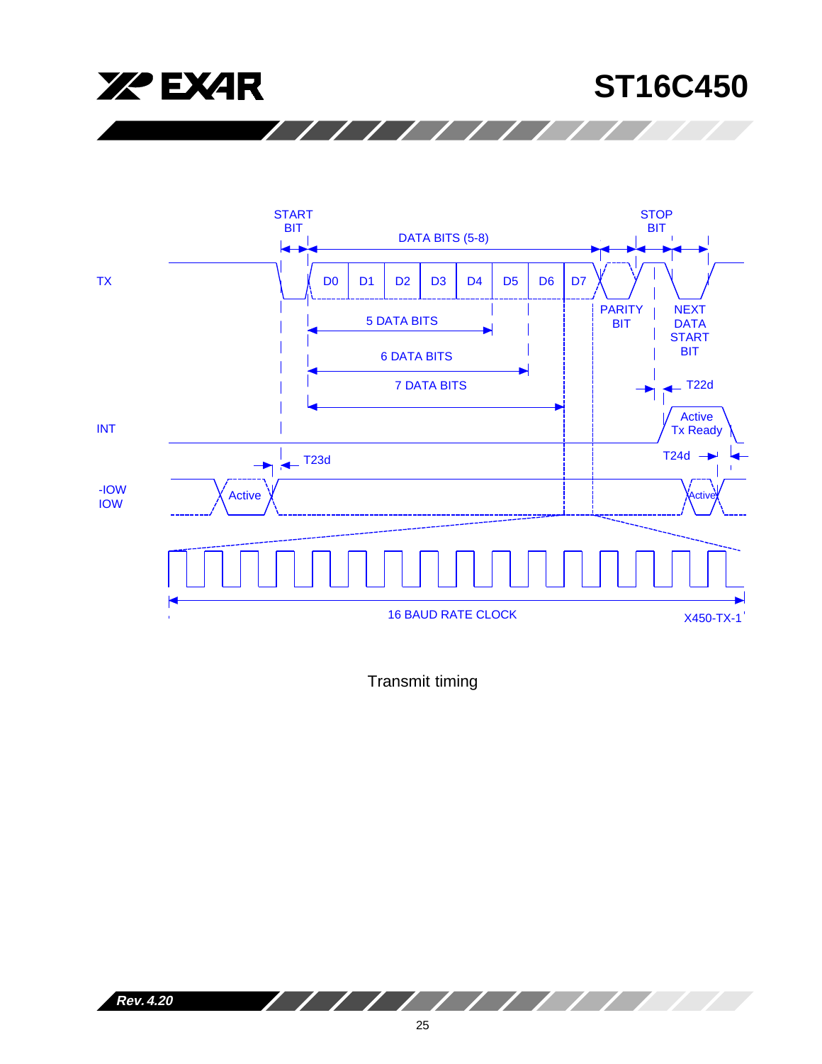START BIT

DATA BITS (5-8)

STOP BIT

TX

D0 D1 D2 D3 D4 D5 D6 D7

PARITY BIT

NEXT DATA START BIT

5 DATA BITS

6 DATA BITS

7 DATA BITS

T22d

INT

Active Tx Ready

T23d

T24d

-IOW
IOW

Active

Active

16 BAUD RATE CLOCK

X450-TX-1

Transmit timing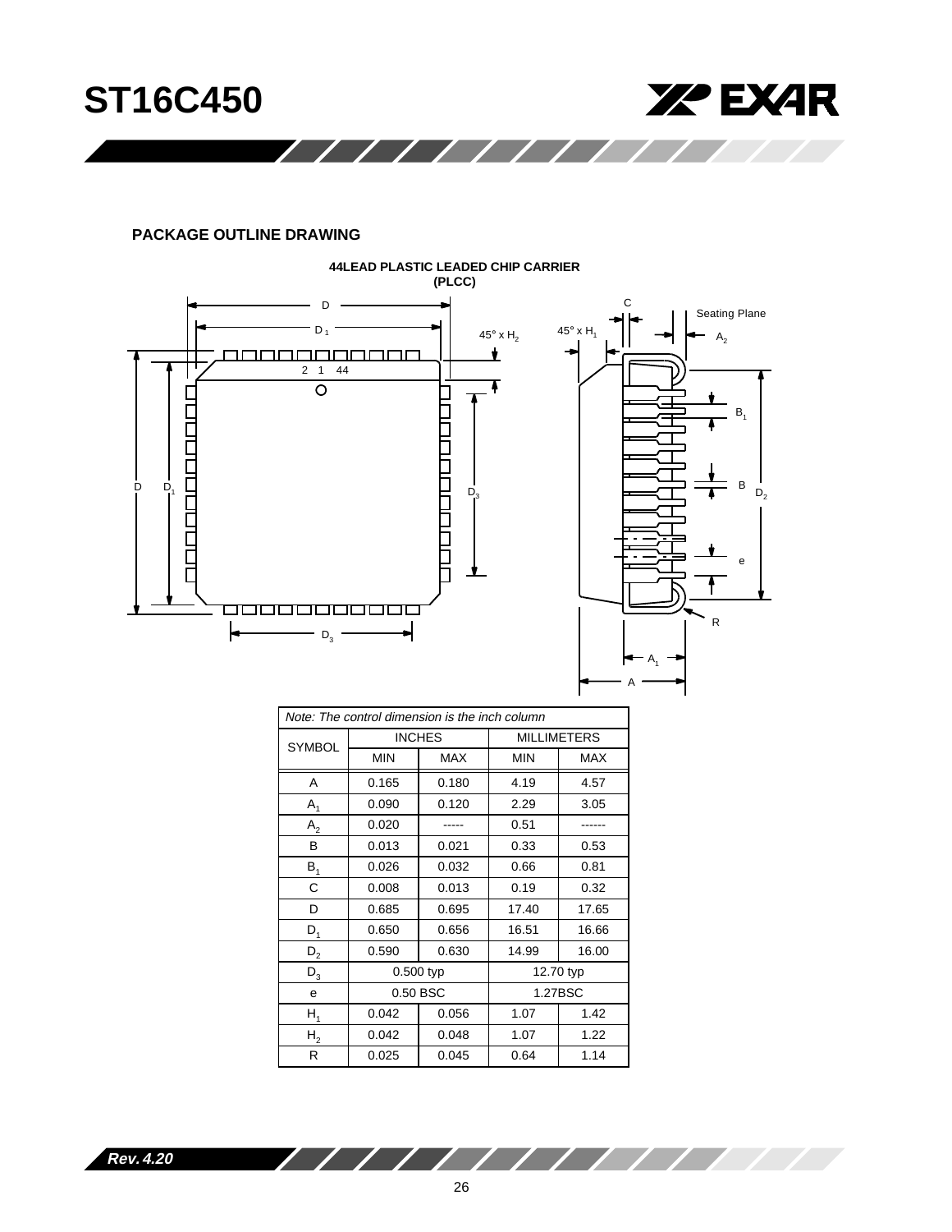## PACKAGE OUTLINE DRAWING

**44LEAD PLASTIC LEADED CHIP CARRIER (PLCC)**

*Note: The control dimension is the inch column*

| SYMBOL | INCHES | | MILLIMETERS | |
|---|---|---|---|---|
| | MIN | MAX | MIN | MAX |
| A | 0.165 | 0.180 | 4.19 | 4.57 |
| $A_1$ | 0.090 | 0.120 | 2.29 | 3.05 |
| $A_2$ | 0.020 | ----- | 0.51 | ------ |
| B | 0.013 | 0.021 | 0.33 | 0.53 |
| $B_1$ | 0.026 | 0.032 | 0.66 | 0.81 |
| C | 0.008 | 0.013 | 0.19 | 0.32 |
| D | 0.685 | 0.695 | 17.40 | 17.65 |
| $D_1$ | 0.650 | 0.656 | 16.51 | 16.66 |
| $D_2$ | 0.590 | 0.630 | 14.99 | 16.00 |
| $D_3$ | 0.500 typ | | 12.70 typ | |
| e | 0.50 BSC | | 1.27BSC | |
| $H_1$ | 0.042 | 0.056 | 1.07 | 1.42 |
| $H_2$ | 0.042 | 0.048 | 1.07 | 1.22 |
| R | 0.025 | 0.045 | 0.64 | 1.14 |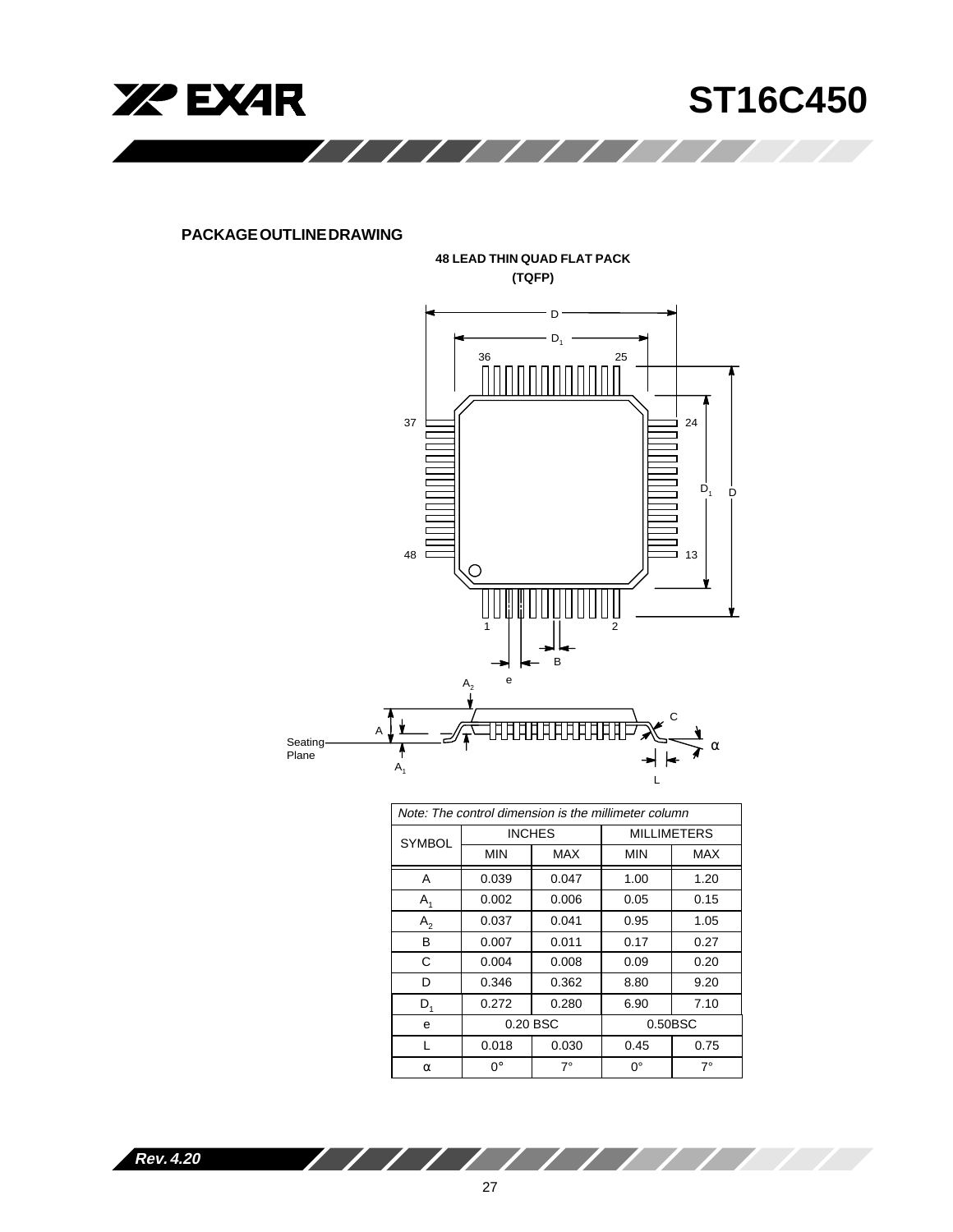## PACKAGE OUTLINE DRAWING

### 48 LEAD THIN QUAD FLAT PACK (TQFP)

*Note: The control dimension is the millimeter column*

| SYMBOL | INCHES | | MILLIMETERS | |
|---|---|---|---|---|
| | MIN | MAX | MIN | MAX |
| A | 0.039 | 0.047 | 1.00 | 1.20 |
| $A_1$ | 0.002 | 0.006 | 0.05 | 0.15 |
| $A_2$ | 0.037 | 0.041 | 0.95 | 1.05 |
| B | 0.007 | 0.011 | 0.17 | 0.27 |
| C | 0.004 | 0.008 | 0.09 | 0.20 |
| D | 0.346 | 0.362 | 8.80 | 9.20 |
| $D_1$ | 0.272 | 0.280 | 6.90 | 7.10 |
| e | 0.20 BSC | | 0.50BSC | |
| L | 0.018 | 0.030 | 0.45 | 0.75 |
| α | 0° | 7° | 0° | 7° |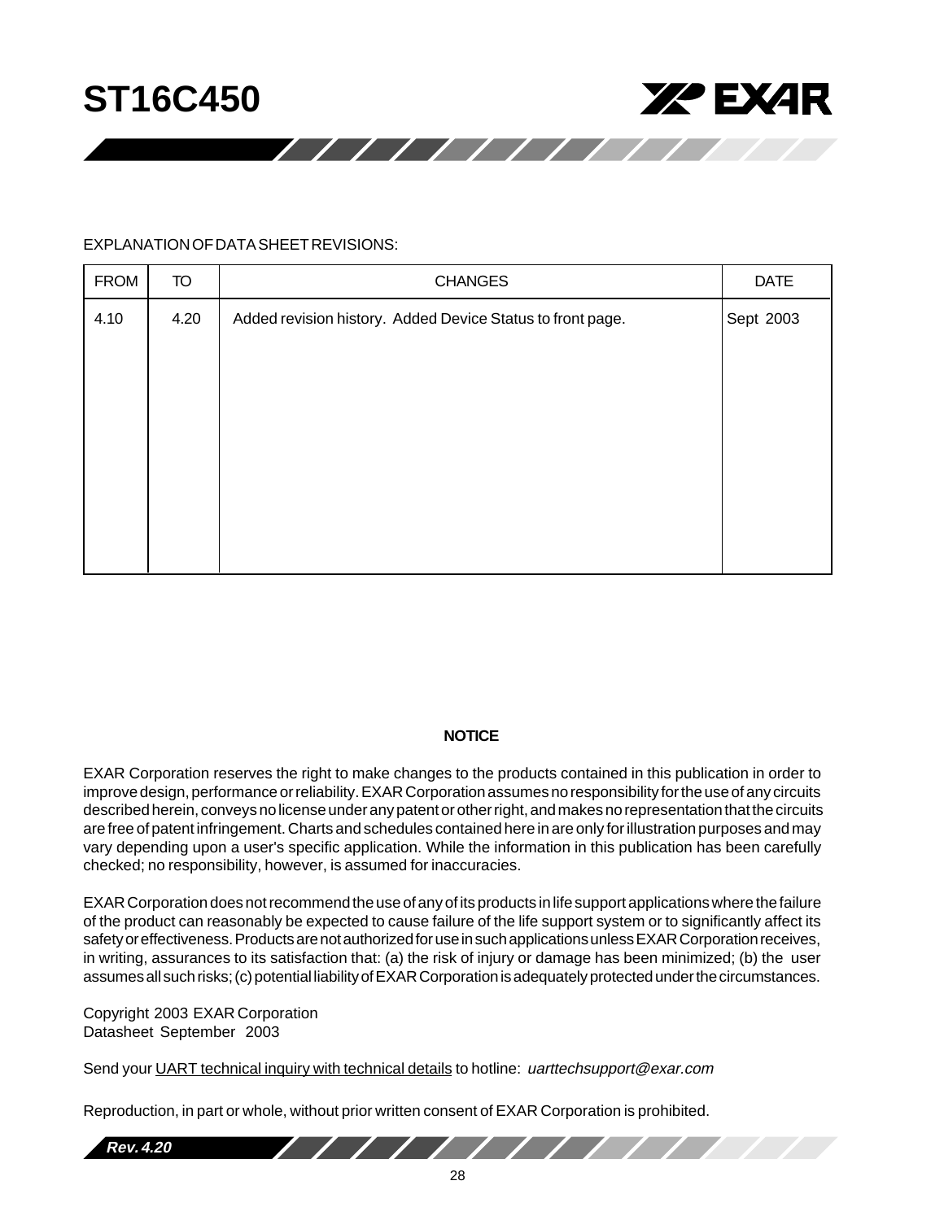EXPLANATION OF DATA SHEET REVISIONS:

| FROM | TO | CHANGES | DATE |
| --- | --- | --- | --- |
| 4.10 | 4.20 | Added revision history. Added Device Status to front page. | Sept 2003 |

**NOTICE**

EXAR Corporation reserves the right to make changes to the products contained in this publication in order to improve design, performance or reliability. EXAR Corporation assumes no responsibility for the use of any circuits described herein, conveys no license under any patent or other right, and makes no representation that the circuits are free of patent infringement. Charts and schedules contained here in are only for illustration purposes and may vary depending upon a user's specific application. While the information in this publication has been carefully checked; no responsibility, however, is assumed for inaccuracies.

EXAR Corporation does not recommend the use of any of its products in life support applications where the failure of the product can reasonably be expected to cause failure of the life support system or to significantly affect its safety or effectiveness. Products are not authorized for use in such applications unless EXAR Corporation receives, in writing, assurances to its satisfaction that: (a) the risk of injury or damage has been minimized; (b) the user assumes all such risks; (c) potential liability of EXAR Corporation is adequately protected under the circumstances.

Copyright 2003 EXAR Corporation
Datasheet September 2003

Send your UART technical inquiry with technical details to hotline: *uarttechsupport@exar.com*

Reproduction, in part or whole, without prior written consent of EXAR Corporation is prohibited.